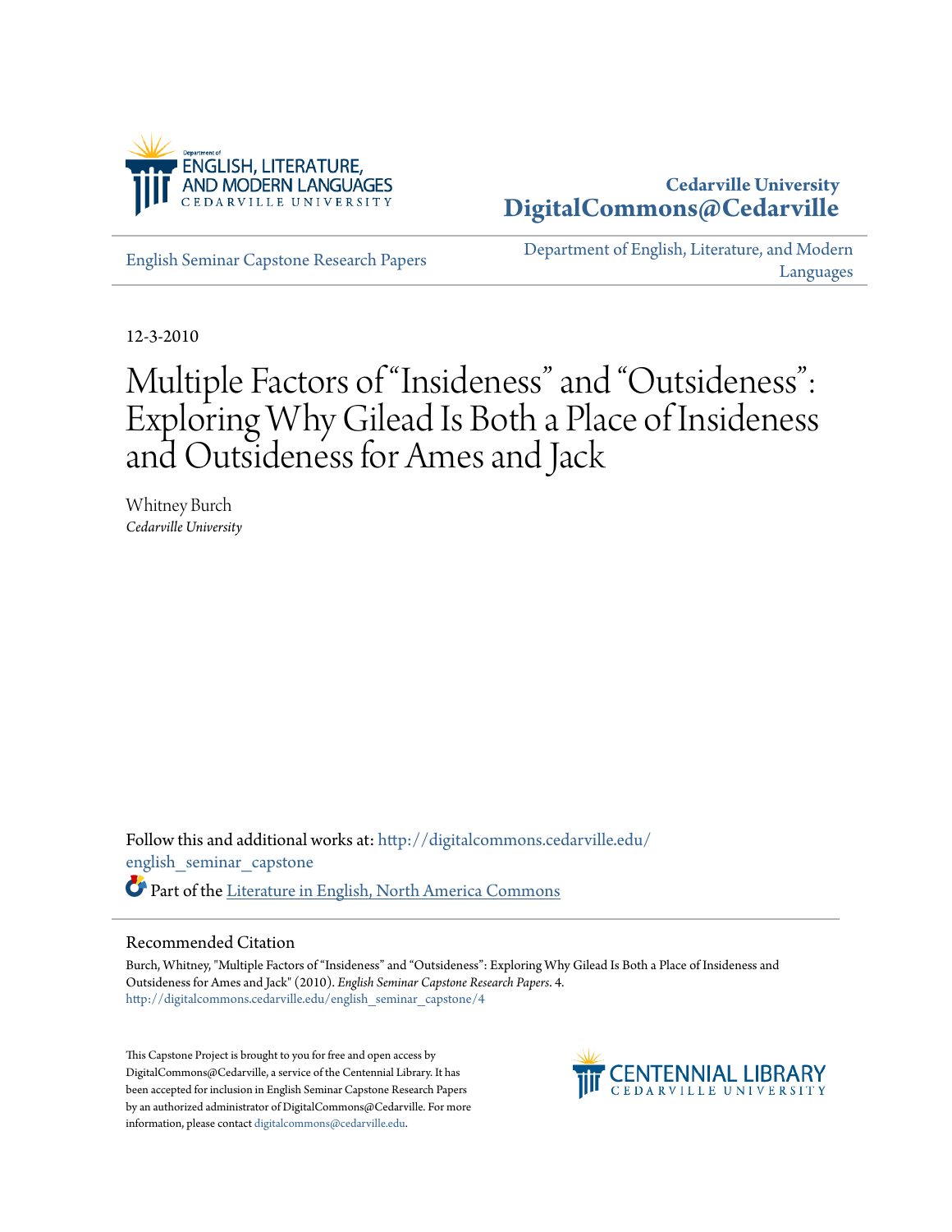Department of ENGLISH, LITERATURE, AND MODERN LANGUAGES
CEDARVILLE UNIVERSITY

**Cedarville University**
**DigitalCommons@Cedarville**

English Seminar Capstone Research Papers

Department of English, Literature, and Modern Languages

12-3-2010

# Multiple Factors of "Insideness" and "Outsideness": Exploring Why Gilead Is Both a Place of Insideness and Outsideness for Ames and Jack

Whitney Burch
*Cedarville University*

Follow this and additional works at: http://digitalcommons.cedarville.edu/english_seminar_capstone

Part of the Literature in English, North America Commons

## Recommended Citation

Burch, Whitney, "Multiple Factors of "Insideness" and "Outsideness": Exploring Why Gilead Is Both a Place of Insideness and Outsideness for Ames and Jack" (2010). *English Seminar Capstone Research Papers*. 4.
http://digitalcommons.cedarville.edu/english_seminar_capstone/4

This Capstone Project is brought to you for free and open access by DigitalCommons@Cedarville, a service of the Centennial Library. It has been accepted for inclusion in English Seminar Capstone Research Papers by an authorized administrator of DigitalCommons@Cedarville. For more information, please contact digitalcommons@cedarville.edu.

CENTENNIAL LIBRARY
CEDARVILLE UNIVERSITY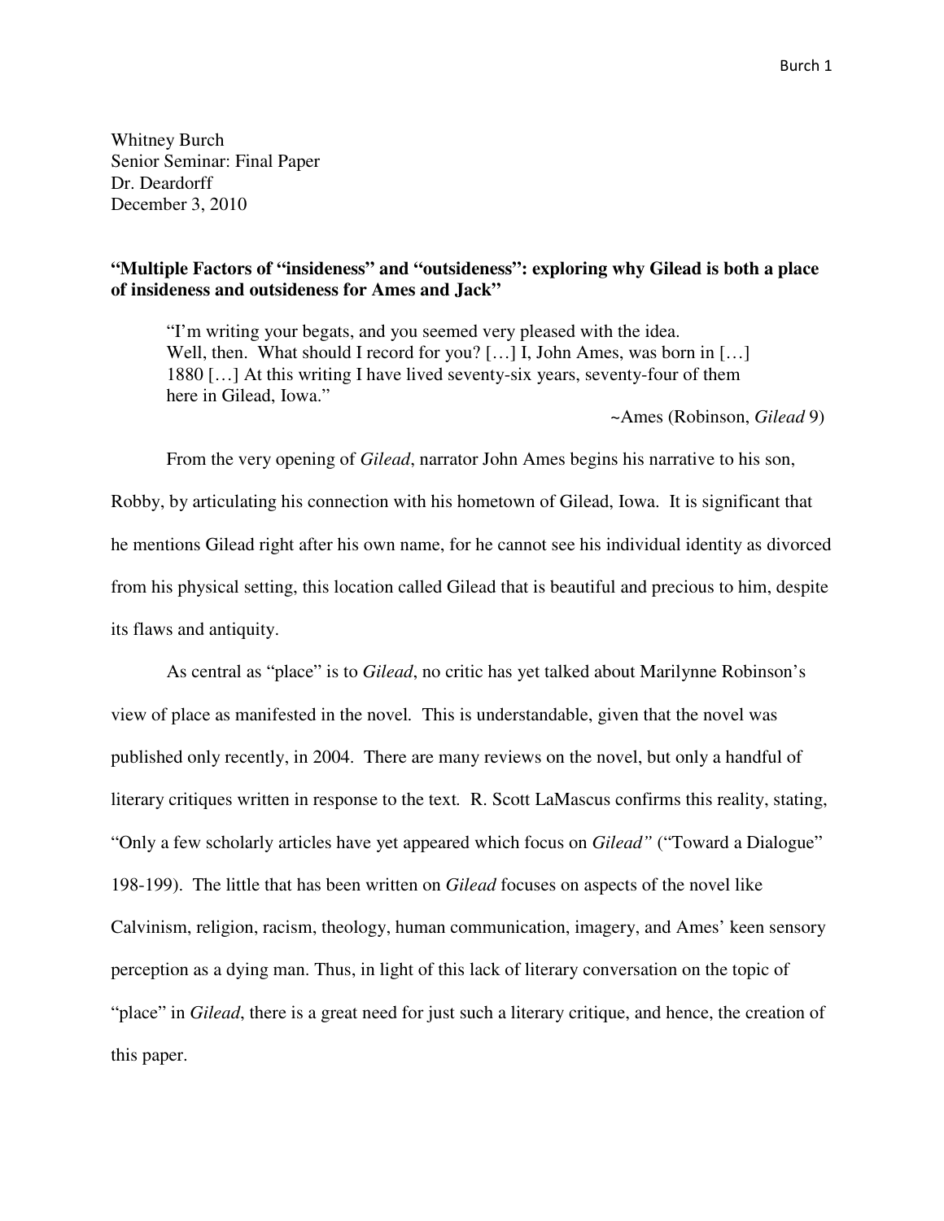Whitney Burch
Senior Seminar: Final Paper
Dr. Deardorff
December 3, 2010

**"Multiple Factors of "insideness" and "outsideness": exploring why Gilead is both a place of insideness and outsideness for Ames and Jack"**

> "I'm writing your begats, and you seemed very pleased with the idea. Well, then. What should I record for you? […] I, John Ames, was born in […] 1880 […] At this writing I have lived seventy-six years, seventy-four of them here in Gilead, Iowa."
>
> ~Ames (Robinson, *Gilead* 9)

From the very opening of *Gilead*, narrator John Ames begins his narrative to his son, Robby, by articulating his connection with his hometown of Gilead, Iowa. It is significant that he mentions Gilead right after his own name, for he cannot see his individual identity as divorced from his physical setting, this location called Gilead that is beautiful and precious to him, despite its flaws and antiquity.

As central as "place" is to *Gilead*, no critic has yet talked about Marilynne Robinson's view of place as manifested in the novel. This is understandable, given that the novel was published only recently, in 2004. There are many reviews on the novel, but only a handful of literary critiques written in response to the text. R. Scott LaMascus confirms this reality, stating, "Only a few scholarly articles have yet appeared which focus on *Gilead"* ("Toward a Dialogue" 198-199). The little that has been written on *Gilead* focuses on aspects of the novel like Calvinism, religion, racism, theology, human communication, imagery, and Ames' keen sensory perception as a dying man. Thus, in light of this lack of literary conversation on the topic of "place" in *Gilead*, there is a great need for just such a literary critique, and hence, the creation of this paper.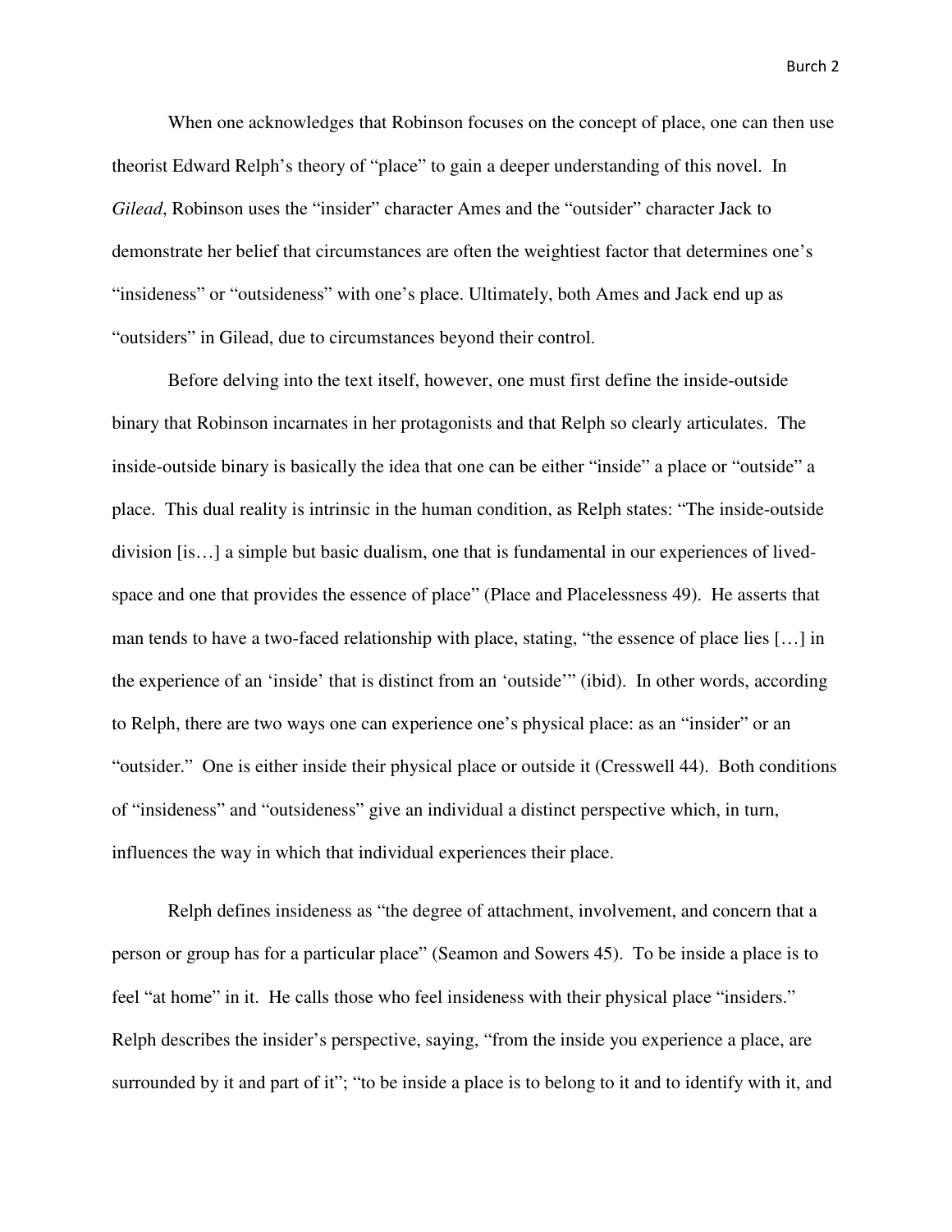When one acknowledges that Robinson focuses on the concept of place, one can then use theorist Edward Relph's theory of "place" to gain a deeper understanding of this novel. In *Gilead*, Robinson uses the "insider" character Ames and the "outsider" character Jack to demonstrate her belief that circumstances are often the weightiest factor that determines one's "insideness" or "outsideness" with one's place. Ultimately, both Ames and Jack end up as "outsiders" in Gilead, due to circumstances beyond their control.

Before delving into the text itself, however, one must first define the inside-outside binary that Robinson incarnates in her protagonists and that Relph so clearly articulates. The inside-outside binary is basically the idea that one can be either "inside" a place or "outside" a place. This dual reality is intrinsic in the human condition, as Relph states: "The inside-outside division [is…] a simple but basic dualism, one that is fundamental in our experiences of lived-space and one that provides the essence of place" (Place and Placelessness 49). He asserts that man tends to have a two-faced relationship with place, stating, "the essence of place lies […] in the experience of an 'inside' that is distinct from an 'outside'" (ibid). In other words, according to Relph, there are two ways one can experience one's physical place: as an "insider" or an "outsider." One is either inside their physical place or outside it (Cresswell 44). Both conditions of "insideness" and "outsideness" give an individual a distinct perspective which, in turn, influences the way in which that individual experiences their place.

Relph defines insideness as "the degree of attachment, involvement, and concern that a person or group has for a particular place" (Seamon and Sowers 45). To be inside a place is to feel "at home" in it. He calls those who feel insideness with their physical place "insiders." Relph describes the insider's perspective, saying, "from the inside you experience a place, are surrounded by it and part of it"; "to be inside a place is to belong to it and to identify with it, and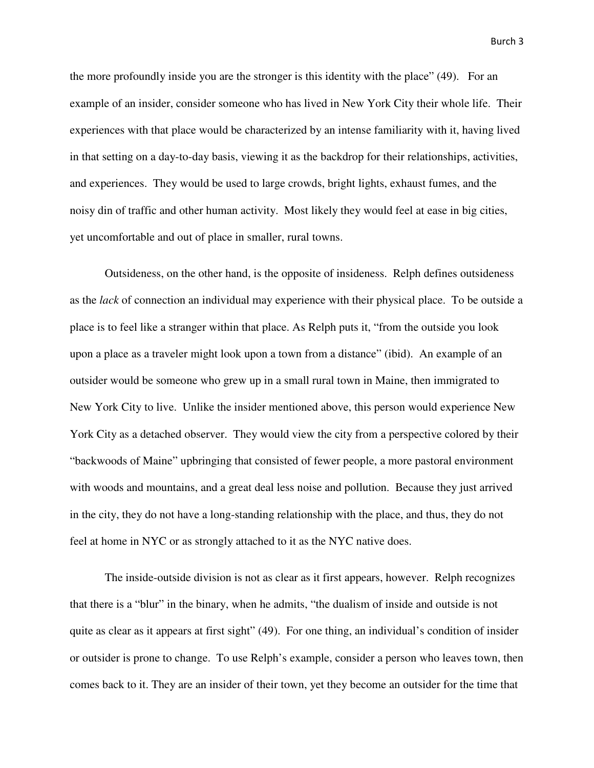the more profoundly inside you are the stronger is this identity with the place" (49). For an example of an insider, consider someone who has lived in New York City their whole life. Their experiences with that place would be characterized by an intense familiarity with it, having lived in that setting on a day-to-day basis, viewing it as the backdrop for their relationships, activities, and experiences. They would be used to large crowds, bright lights, exhaust fumes, and the noisy din of traffic and other human activity. Most likely they would feel at ease in big cities, yet uncomfortable and out of place in smaller, rural towns.

Outsideness, on the other hand, is the opposite of insideness. Relph defines outsideness as the *lack* of connection an individual may experience with their physical place. To be outside a place is to feel like a stranger within that place. As Relph puts it, "from the outside you look upon a place as a traveler might look upon a town from a distance" (ibid). An example of an outsider would be someone who grew up in a small rural town in Maine, then immigrated to New York City to live. Unlike the insider mentioned above, this person would experience New York City as a detached observer. They would view the city from a perspective colored by their "backwoods of Maine" upbringing that consisted of fewer people, a more pastoral environment with woods and mountains, and a great deal less noise and pollution. Because they just arrived in the city, they do not have a long-standing relationship with the place, and thus, they do not feel at home in NYC or as strongly attached to it as the NYC native does.

The inside-outside division is not as clear as it first appears, however. Relph recognizes that there is a "blur" in the binary, when he admits, "the dualism of inside and outside is not quite as clear as it appears at first sight" (49). For one thing, an individual's condition of insider or outsider is prone to change. To use Relph's example, consider a person who leaves town, then comes back to it. They are an insider of their town, yet they become an outsider for the time that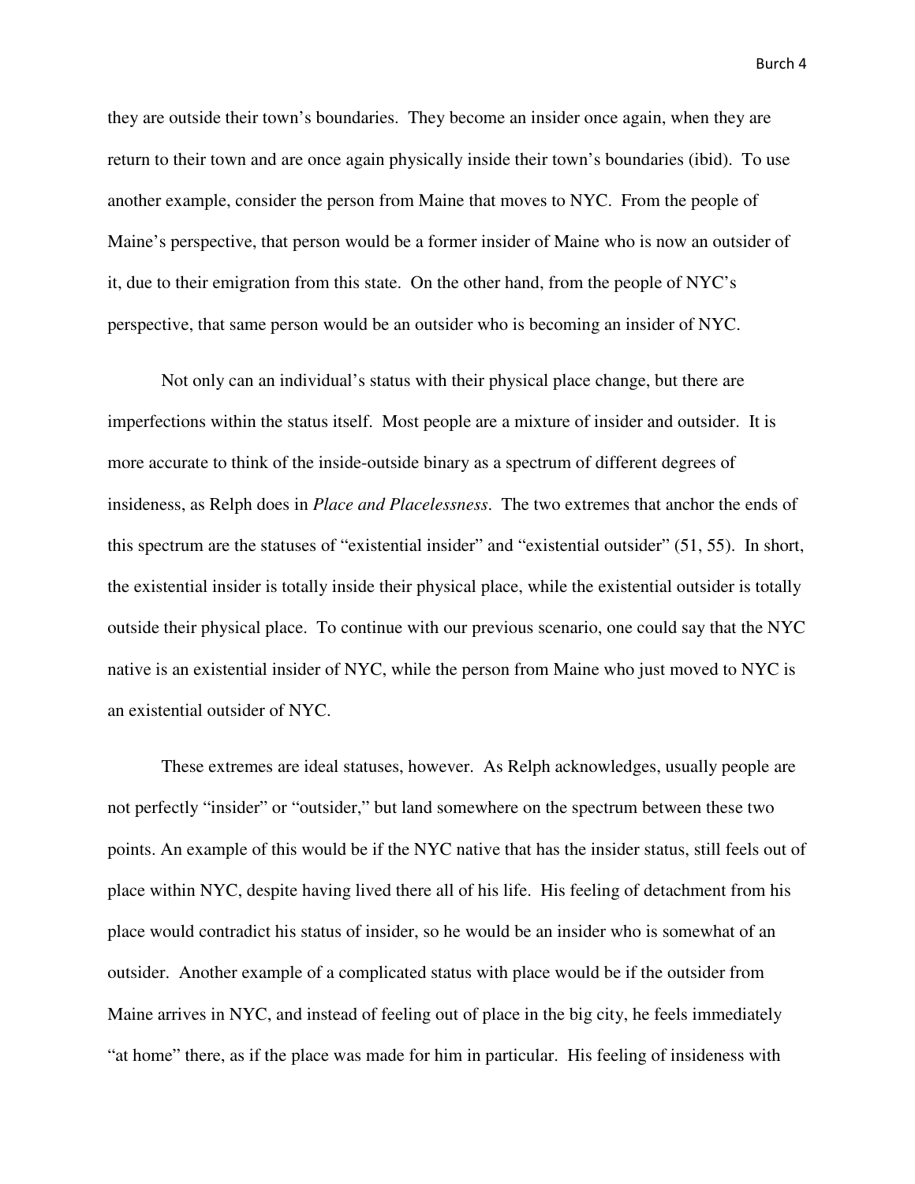they are outside their town's boundaries. They become an insider once again, when they are return to their town and are once again physically inside their town's boundaries (ibid). To use another example, consider the person from Maine that moves to NYC. From the people of Maine's perspective, that person would be a former insider of Maine who is now an outsider of it, due to their emigration from this state. On the other hand, from the people of NYC's perspective, that same person would be an outsider who is becoming an insider of NYC.

Not only can an individual's status with their physical place change, but there are imperfections within the status itself. Most people are a mixture of insider and outsider. It is more accurate to think of the inside-outside binary as a spectrum of different degrees of insideness, as Relph does in *Place and Placelessness*. The two extremes that anchor the ends of this spectrum are the statuses of "existential insider" and "existential outsider" (51, 55). In short, the existential insider is totally inside their physical place, while the existential outsider is totally outside their physical place. To continue with our previous scenario, one could say that the NYC native is an existential insider of NYC, while the person from Maine who just moved to NYC is an existential outsider of NYC.

These extremes are ideal statuses, however. As Relph acknowledges, usually people are not perfectly "insider" or "outsider," but land somewhere on the spectrum between these two points. An example of this would be if the NYC native that has the insider status, still feels out of place within NYC, despite having lived there all of his life. His feeling of detachment from his place would contradict his status of insider, so he would be an insider who is somewhat of an outsider. Another example of a complicated status with place would be if the outsider from Maine arrives in NYC, and instead of feeling out of place in the big city, he feels immediately "at home" there, as if the place was made for him in particular. His feeling of insideness with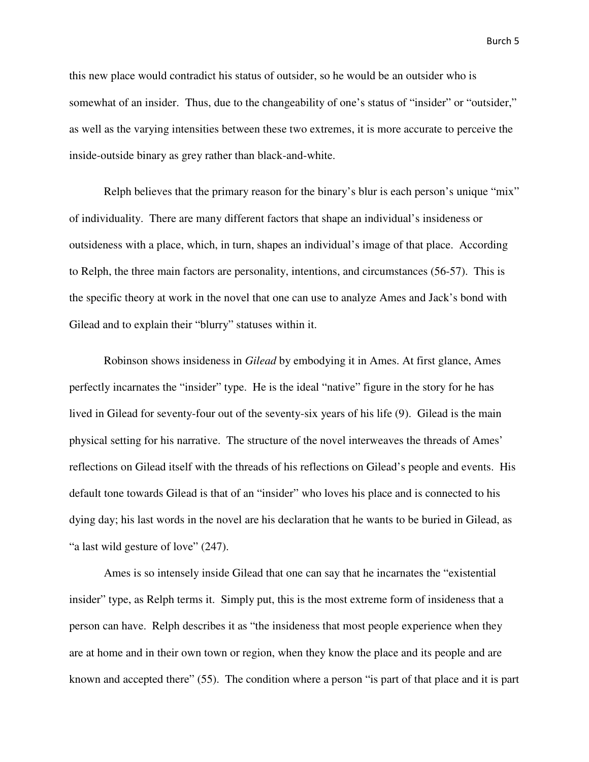this new place would contradict his status of outsider, so he would be an outsider who is somewhat of an insider. Thus, due to the changeability of one's status of "insider" or "outsider," as well as the varying intensities between these two extremes, it is more accurate to perceive the inside-outside binary as grey rather than black-and-white.

Relph believes that the primary reason for the binary's blur is each person's unique "mix" of individuality. There are many different factors that shape an individual's insideness or outsideness with a place, which, in turn, shapes an individual's image of that place. According to Relph, the three main factors are personality, intentions, and circumstances (56-57). This is the specific theory at work in the novel that one can use to analyze Ames and Jack's bond with Gilead and to explain their "blurry" statuses within it.

Robinson shows insideness in *Gilead* by embodying it in Ames. At first glance, Ames perfectly incarnates the "insider" type. He is the ideal "native" figure in the story for he has lived in Gilead for seventy-four out of the seventy-six years of his life (9). Gilead is the main physical setting for his narrative. The structure of the novel interweaves the threads of Ames' reflections on Gilead itself with the threads of his reflections on Gilead's people and events. His default tone towards Gilead is that of an "insider" who loves his place and is connected to his dying day; his last words in the novel are his declaration that he wants to be buried in Gilead, as "a last wild gesture of love" (247).

Ames is so intensely inside Gilead that one can say that he incarnates the "existential insider" type, as Relph terms it. Simply put, this is the most extreme form of insideness that a person can have. Relph describes it as "the insideness that most people experience when they are at home and in their own town or region, when they know the place and its people and are known and accepted there" (55). The condition where a person "is part of that place and it is part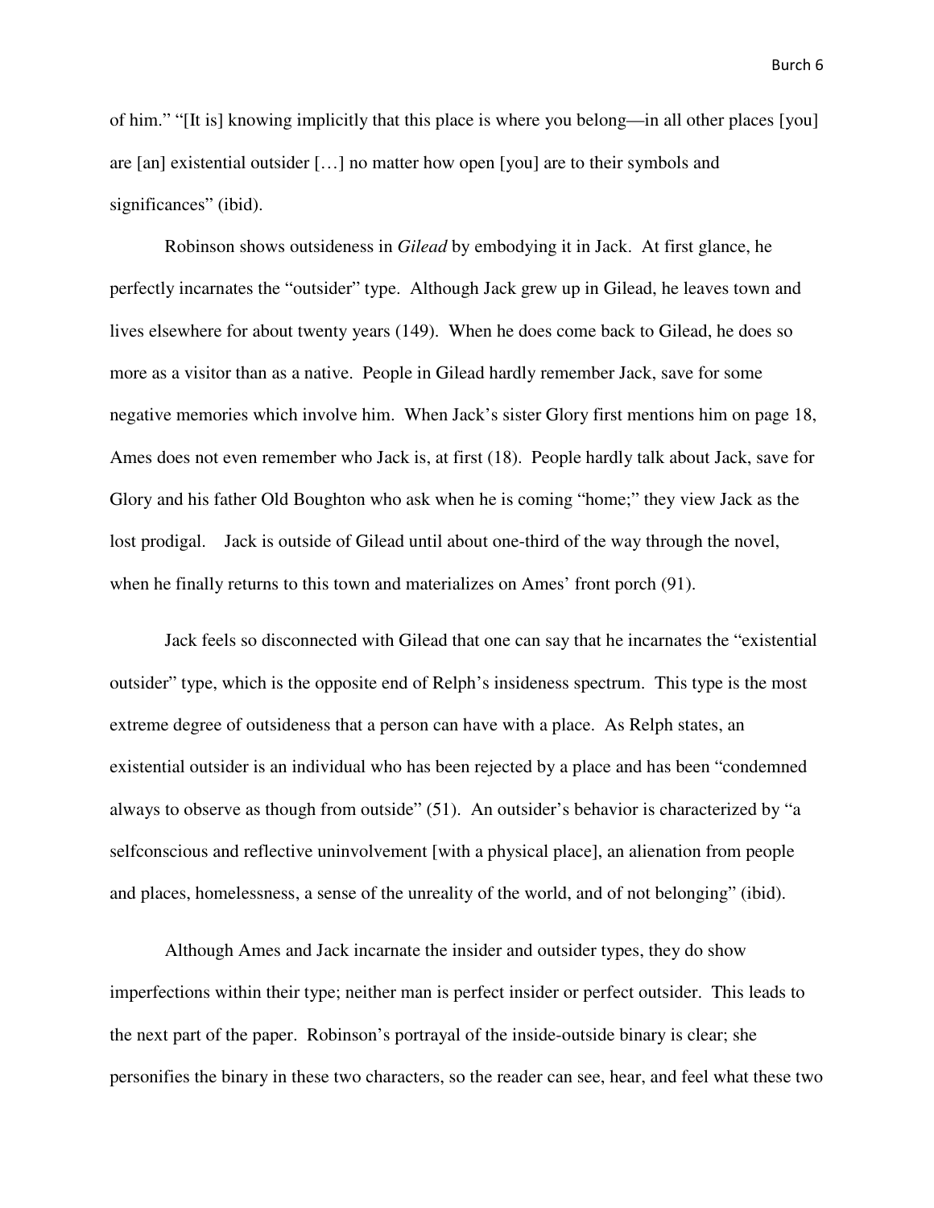of him." "[It is] knowing implicitly that this place is where you belong—in all other places [you] are [an] existential outsider […] no matter how open [you] are to their symbols and significances" (ibid).

Robinson shows outsideness in *Gilead* by embodying it in Jack. At first glance, he perfectly incarnates the "outsider" type. Although Jack grew up in Gilead, he leaves town and lives elsewhere for about twenty years (149). When he does come back to Gilead, he does so more as a visitor than as a native. People in Gilead hardly remember Jack, save for some negative memories which involve him. When Jack's sister Glory first mentions him on page 18, Ames does not even remember who Jack is, at first (18). People hardly talk about Jack, save for Glory and his father Old Boughton who ask when he is coming "home;" they view Jack as the lost prodigal. Jack is outside of Gilead until about one-third of the way through the novel, when he finally returns to this town and materializes on Ames' front porch (91).

Jack feels so disconnected with Gilead that one can say that he incarnates the "existential outsider" type, which is the opposite end of Relph's insideness spectrum. This type is the most extreme degree of outsideness that a person can have with a place. As Relph states, an existential outsider is an individual who has been rejected by a place and has been "condemned always to observe as though from outside" (51). An outsider's behavior is characterized by "a selfconscious and reflective uninvolvement [with a physical place], an alienation from people and places, homelessness, a sense of the unreality of the world, and of not belonging" (ibid).

Although Ames and Jack incarnate the insider and outsider types, they do show imperfections within their type; neither man is perfect insider or perfect outsider. This leads to the next part of the paper. Robinson's portrayal of the inside-outside binary is clear; she personifies the binary in these two characters, so the reader can see, hear, and feel what these two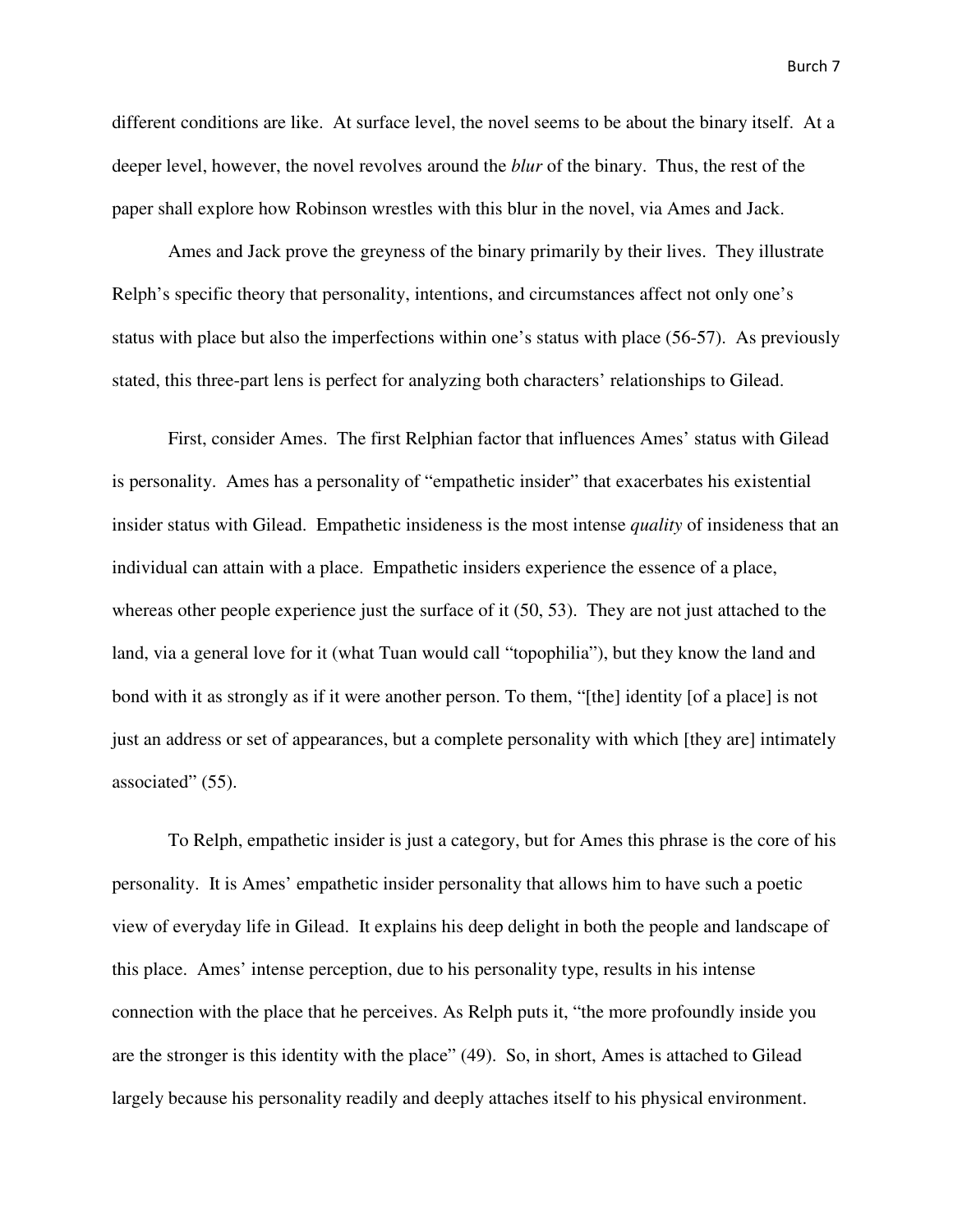different conditions are like. At surface level, the novel seems to be about the binary itself. At a deeper level, however, the novel revolves around the *blur* of the binary. Thus, the rest of the paper shall explore how Robinson wrestles with this blur in the novel, via Ames and Jack.

Ames and Jack prove the greyness of the binary primarily by their lives. They illustrate Relph's specific theory that personality, intentions, and circumstances affect not only one's status with place but also the imperfections within one's status with place (56-57). As previously stated, this three-part lens is perfect for analyzing both characters' relationships to Gilead.

First, consider Ames. The first Relphian factor that influences Ames' status with Gilead is personality. Ames has a personality of "empathetic insider" that exacerbates his existential insider status with Gilead. Empathetic insideness is the most intense *quality* of insideness that an individual can attain with a place. Empathetic insiders experience the essence of a place, whereas other people experience just the surface of it (50, 53). They are not just attached to the land, via a general love for it (what Tuan would call "topophilia"), but they know the land and bond with it as strongly as if it were another person. To them, "[the] identity [of a place] is not just an address or set of appearances, but a complete personality with which [they are] intimately associated" (55).

To Relph, empathetic insider is just a category, but for Ames this phrase is the core of his personality. It is Ames' empathetic insider personality that allows him to have such a poetic view of everyday life in Gilead. It explains his deep delight in both the people and landscape of this place. Ames' intense perception, due to his personality type, results in his intense connection with the place that he perceives. As Relph puts it, "the more profoundly inside you are the stronger is this identity with the place" (49). So, in short, Ames is attached to Gilead largely because his personality readily and deeply attaches itself to his physical environment.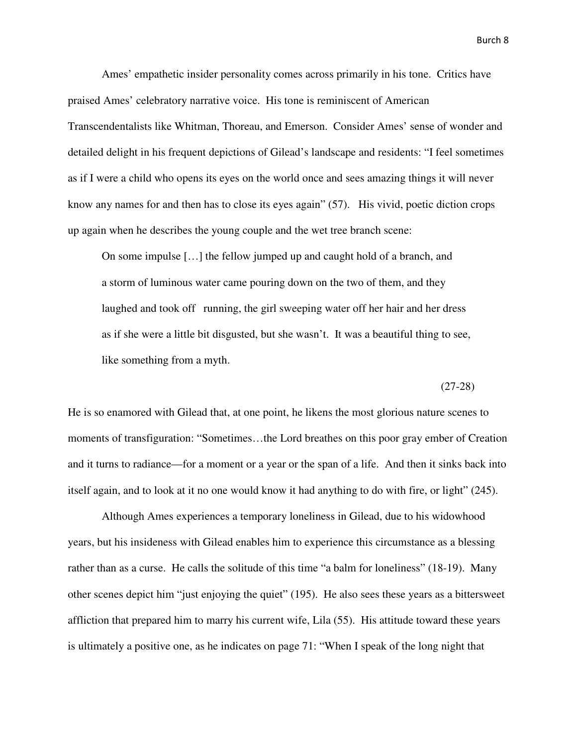Ames' empathetic insider personality comes across primarily in his tone. Critics have praised Ames' celebratory narrative voice. His tone is reminiscent of American Transcendentalists like Whitman, Thoreau, and Emerson. Consider Ames' sense of wonder and detailed delight in his frequent depictions of Gilead's landscape and residents: "I feel sometimes as if I were a child who opens its eyes on the world once and sees amazing things it will never know any names for and then has to close its eyes again" (57). His vivid, poetic diction crops up again when he describes the young couple and the wet tree branch scene:

> On some impulse […] the fellow jumped up and caught hold of a branch, and a storm of luminous water came pouring down on the two of them, and they laughed and took off running, the girl sweeping water off her hair and her dress as if she were a little bit disgusted, but she wasn't. It was a beautiful thing to see, like something from a myth.
>
> (27-28)

He is so enamored with Gilead that, at one point, he likens the most glorious nature scenes to moments of transfiguration: "Sometimes…the Lord breathes on this poor gray ember of Creation and it turns to radiance—for a moment or a year or the span of a life. And then it sinks back into itself again, and to look at it no one would know it had anything to do with fire, or light" (245).

Although Ames experiences a temporary loneliness in Gilead, due to his widowhood years, but his insideness with Gilead enables him to experience this circumstance as a blessing rather than as a curse. He calls the solitude of this time "a balm for loneliness" (18-19). Many other scenes depict him "just enjoying the quiet" (195). He also sees these years as a bittersweet affliction that prepared him to marry his current wife, Lila (55). His attitude toward these years is ultimately a positive one, as he indicates on page 71: "When I speak of the long night that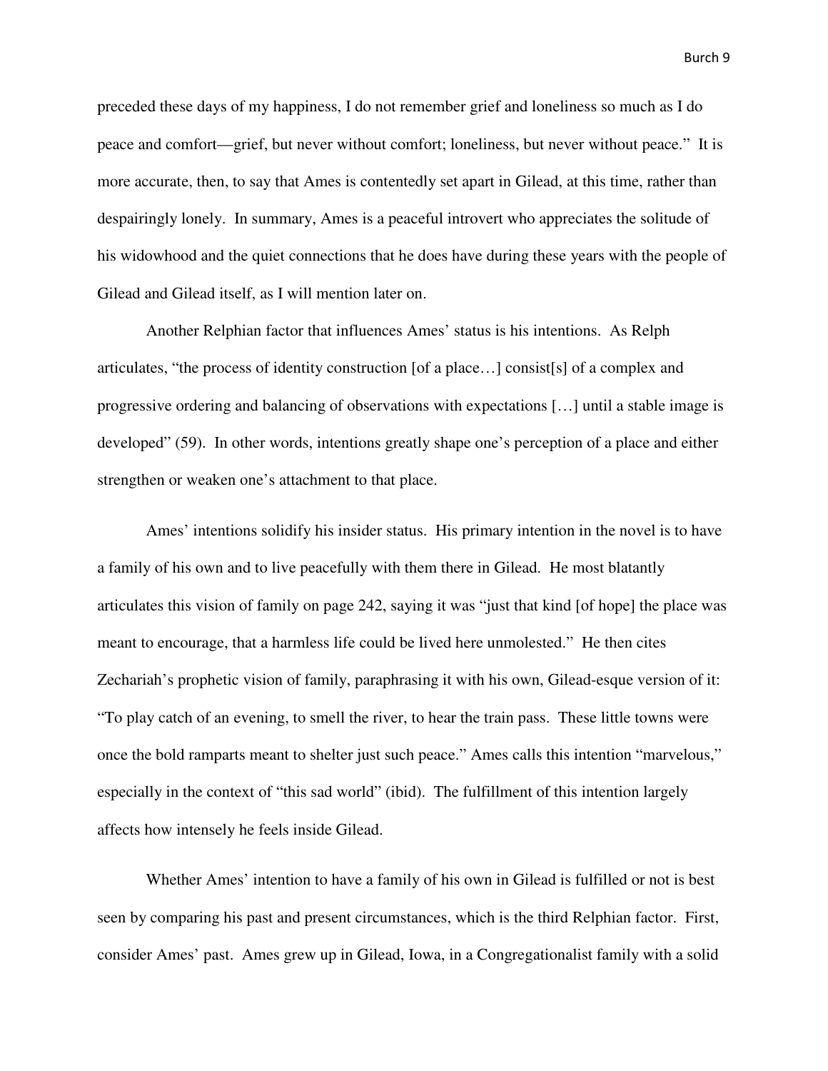preceded these days of my happiness, I do not remember grief and loneliness so much as I do peace and comfort—grief, but never without comfort; loneliness, but never without peace." It is more accurate, then, to say that Ames is contentedly set apart in Gilead, at this time, rather than despairingly lonely. In summary, Ames is a peaceful introvert who appreciates the solitude of his widowhood and the quiet connections that he does have during these years with the people of Gilead and Gilead itself, as I will mention later on.

Another Relphian factor that influences Ames' status is his intentions. As Relph articulates, "the process of identity construction [of a place…] consist[s] of a complex and progressive ordering and balancing of observations with expectations […] until a stable image is developed" (59). In other words, intentions greatly shape one's perception of a place and either strengthen or weaken one's attachment to that place.

Ames' intentions solidify his insider status. His primary intention in the novel is to have a family of his own and to live peacefully with them there in Gilead. He most blatantly articulates this vision of family on page 242, saying it was "just that kind [of hope] the place was meant to encourage, that a harmless life could be lived here unmolested." He then cites Zechariah's prophetic vision of family, paraphrasing it with his own, Gilead-esque version of it: "To play catch of an evening, to smell the river, to hear the train pass. These little towns were once the bold ramparts meant to shelter just such peace." Ames calls this intention "marvelous," especially in the context of "this sad world" (ibid). The fulfillment of this intention largely affects how intensely he feels inside Gilead.

Whether Ames' intention to have a family of his own in Gilead is fulfilled or not is best seen by comparing his past and present circumstances, which is the third Relphian factor. First, consider Ames' past. Ames grew up in Gilead, Iowa, in a Congregationalist family with a solid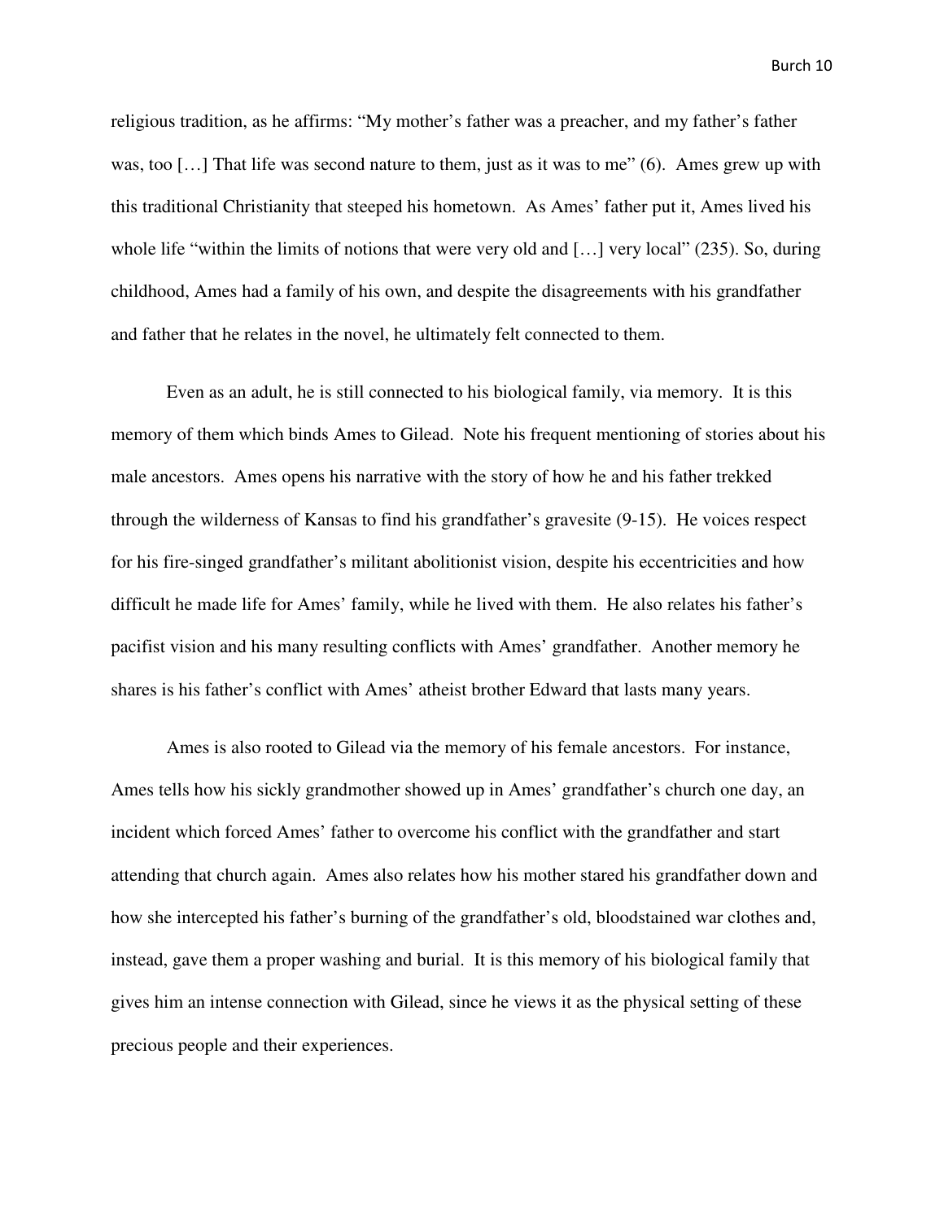religious tradition, as he affirms: "My mother's father was a preacher, and my father's father was, too […] That life was second nature to them, just as it was to me" (6). Ames grew up with this traditional Christianity that steeped his hometown. As Ames' father put it, Ames lived his whole life "within the limits of notions that were very old and […] very local" (235). So, during childhood, Ames had a family of his own, and despite the disagreements with his grandfather and father that he relates in the novel, he ultimately felt connected to them.

Even as an adult, he is still connected to his biological family, via memory. It is this memory of them which binds Ames to Gilead. Note his frequent mentioning of stories about his male ancestors. Ames opens his narrative with the story of how he and his father trekked through the wilderness of Kansas to find his grandfather's gravesite (9-15). He voices respect for his fire-singed grandfather's militant abolitionist vision, despite his eccentricities and how difficult he made life for Ames' family, while he lived with them. He also relates his father's pacifist vision and his many resulting conflicts with Ames' grandfather. Another memory he shares is his father's conflict with Ames' atheist brother Edward that lasts many years.

Ames is also rooted to Gilead via the memory of his female ancestors. For instance, Ames tells how his sickly grandmother showed up in Ames' grandfather's church one day, an incident which forced Ames' father to overcome his conflict with the grandfather and start attending that church again. Ames also relates how his mother stared his grandfather down and how she intercepted his father's burning of the grandfather's old, bloodstained war clothes and, instead, gave them a proper washing and burial. It is this memory of his biological family that gives him an intense connection with Gilead, since he views it as the physical setting of these precious people and their experiences.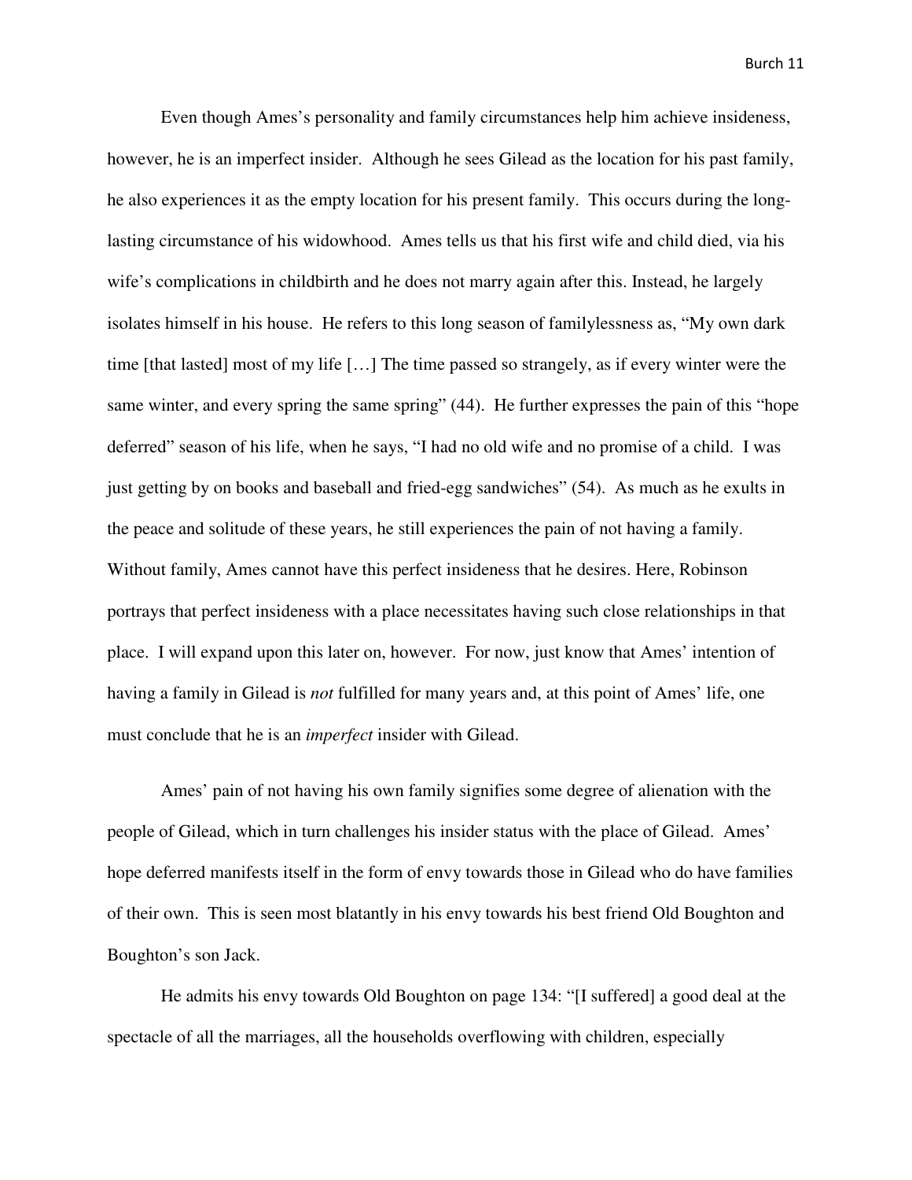Even though Ames's personality and family circumstances help him achieve insideness, however, he is an imperfect insider. Although he sees Gilead as the location for his past family, he also experiences it as the empty location for his present family. This occurs during the long-lasting circumstance of his widowhood. Ames tells us that his first wife and child died, via his wife's complications in childbirth and he does not marry again after this. Instead, he largely isolates himself in his house. He refers to this long season of familylessness as, "My own dark time [that lasted] most of my life […] The time passed so strangely, as if every winter were the same winter, and every spring the same spring" (44). He further expresses the pain of this "hope deferred" season of his life, when he says, "I had no old wife and no promise of a child. I was just getting by on books and baseball and fried-egg sandwiches" (54). As much as he exults in the peace and solitude of these years, he still experiences the pain of not having a family. Without family, Ames cannot have this perfect insideness that he desires. Here, Robinson portrays that perfect insideness with a place necessitates having such close relationships in that place. I will expand upon this later on, however. For now, just know that Ames' intention of having a family in Gilead is *not* fulfilled for many years and, at this point of Ames' life, one must conclude that he is an *imperfect* insider with Gilead.

Ames' pain of not having his own family signifies some degree of alienation with the people of Gilead, which in turn challenges his insider status with the place of Gilead. Ames' hope deferred manifests itself in the form of envy towards those in Gilead who do have families of their own. This is seen most blatantly in his envy towards his best friend Old Boughton and Boughton's son Jack.

He admits his envy towards Old Boughton on page 134: "[I suffered] a good deal at the spectacle of all the marriages, all the households overflowing with children, especially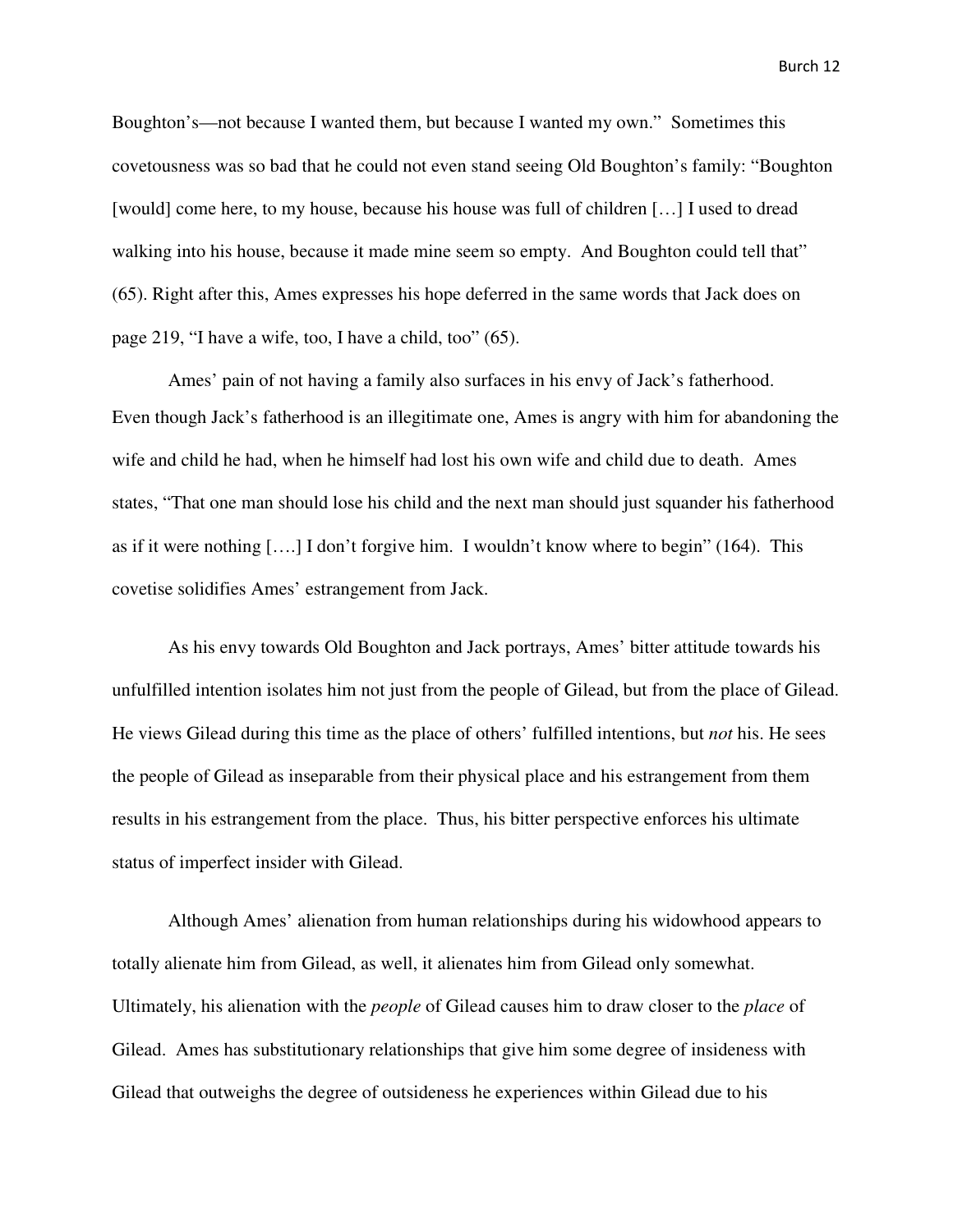Boughton's—not because I wanted them, but because I wanted my own." Sometimes this covetousness was so bad that he could not even stand seeing Old Boughton's family: "Boughton [would] come here, to my house, because his house was full of children [...] I used to dread walking into his house, because it made mine seem so empty. And Boughton could tell that" (65). Right after this, Ames expresses his hope deferred in the same words that Jack does on page 219, "I have a wife, too, I have a child, too" (65).

Ames' pain of not having a family also surfaces in his envy of Jack's fatherhood. Even though Jack's fatherhood is an illegitimate one, Ames is angry with him for abandoning the wife and child he had, when he himself had lost his own wife and child due to death. Ames states, "That one man should lose his child and the next man should just squander his fatherhood as if it were nothing [....] I don't forgive him. I wouldn't know where to begin" (164). This covetise solidifies Ames' estrangement from Jack.

As his envy towards Old Boughton and Jack portrays, Ames' bitter attitude towards his unfulfilled intention isolates him not just from the people of Gilead, but from the place of Gilead. He views Gilead during this time as the place of others' fulfilled intentions, but *not* his. He sees the people of Gilead as inseparable from their physical place and his estrangement from them results in his estrangement from the place. Thus, his bitter perspective enforces his ultimate status of imperfect insider with Gilead.

Although Ames' alienation from human relationships during his widowhood appears to totally alienate him from Gilead, as well, it alienates him from Gilead only somewhat. Ultimately, his alienation with the *people* of Gilead causes him to draw closer to the *place* of Gilead. Ames has substitutionary relationships that give him some degree of insideness with Gilead that outweighs the degree of outsideness he experiences within Gilead due to his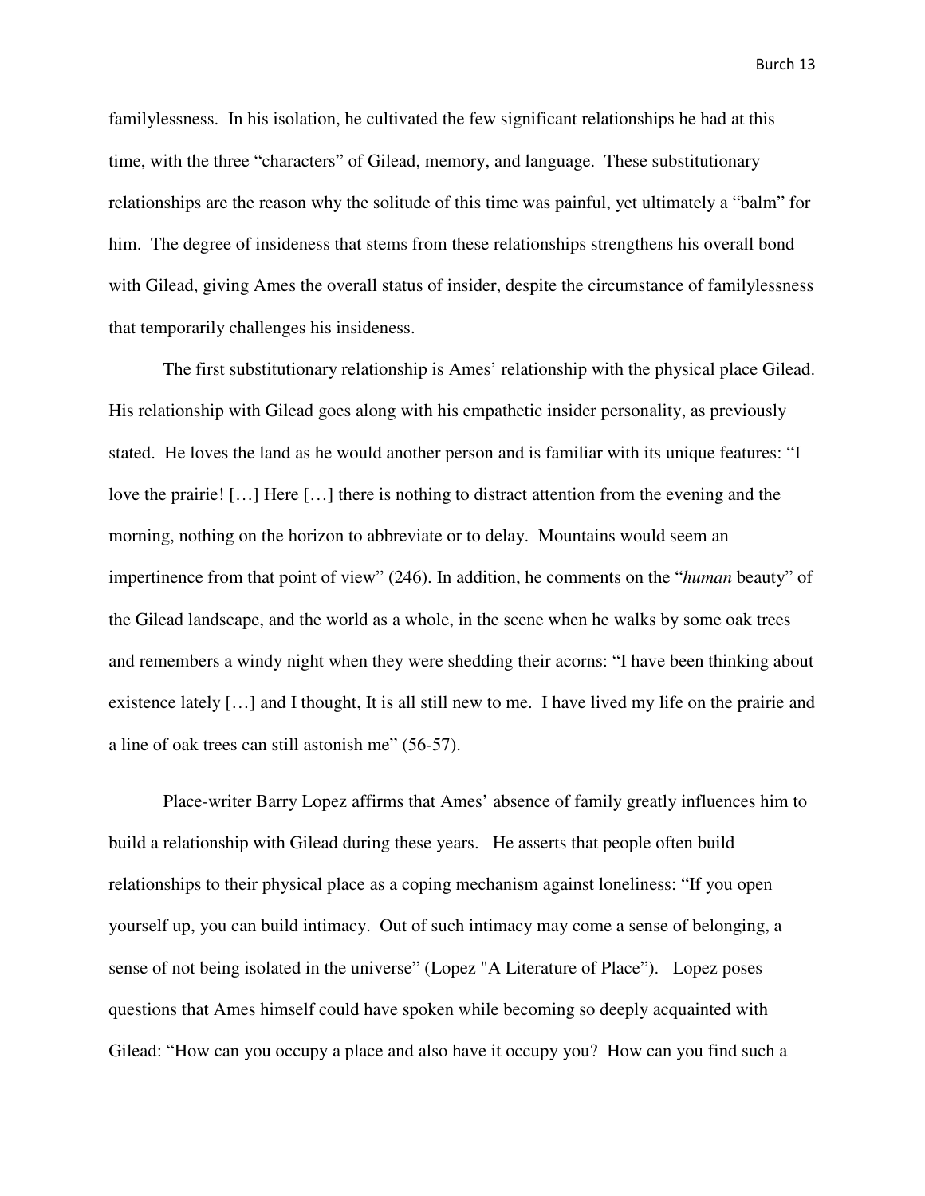familylessness. In his isolation, he cultivated the few significant relationships he had at this time, with the three "characters" of Gilead, memory, and language. These substitutionary relationships are the reason why the solitude of this time was painful, yet ultimately a "balm" for him. The degree of insideness that stems from these relationships strengthens his overall bond with Gilead, giving Ames the overall status of insider, despite the circumstance of familylessness that temporarily challenges his insideness.

The first substitutionary relationship is Ames' relationship with the physical place Gilead. His relationship with Gilead goes along with his empathetic insider personality, as previously stated. He loves the land as he would another person and is familiar with its unique features: "I love the prairie! […] Here […] there is nothing to distract attention from the evening and the morning, nothing on the horizon to abbreviate or to delay. Mountains would seem an impertinence from that point of view" (246). In addition, he comments on the "*human* beauty" of the Gilead landscape, and the world as a whole, in the scene when he walks by some oak trees and remembers a windy night when they were shedding their acorns: "I have been thinking about existence lately […] and I thought, It is all still new to me. I have lived my life on the prairie and a line of oak trees can still astonish me" (56-57).

Place-writer Barry Lopez affirms that Ames' absence of family greatly influences him to build a relationship with Gilead during these years. He asserts that people often build relationships to their physical place as a coping mechanism against loneliness: "If you open yourself up, you can build intimacy. Out of such intimacy may come a sense of belonging, a sense of not being isolated in the universe" (Lopez "A Literature of Place"). Lopez poses questions that Ames himself could have spoken while becoming so deeply acquainted with Gilead: "How can you occupy a place and also have it occupy you? How can you find such a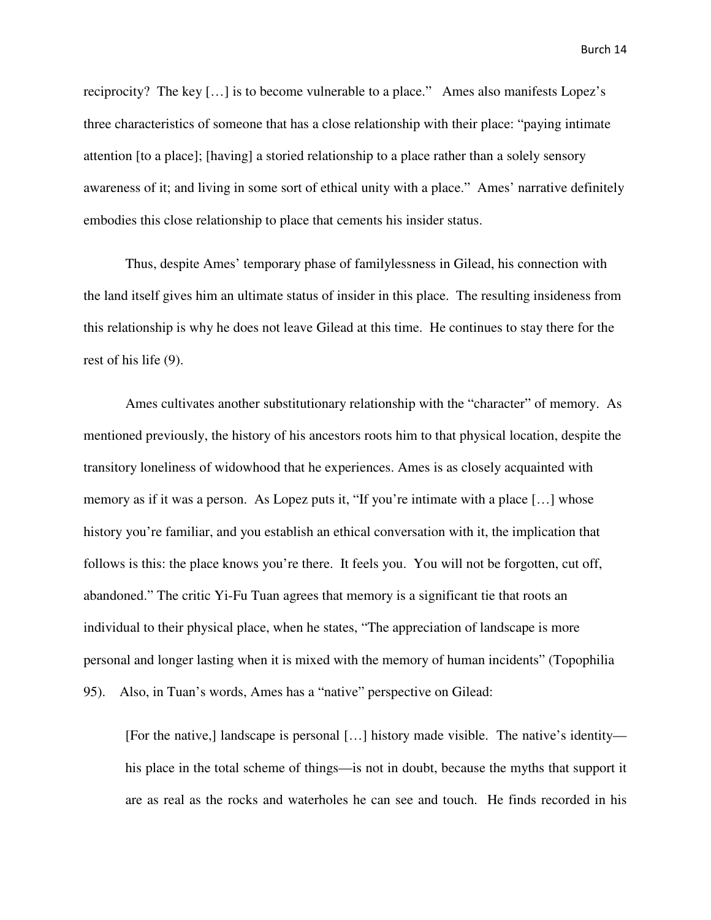reciprocity? The key […] is to become vulnerable to a place." Ames also manifests Lopez's three characteristics of someone that has a close relationship with their place: "paying intimate attention [to a place]; [having] a storied relationship to a place rather than a solely sensory awareness of it; and living in some sort of ethical unity with a place." Ames' narrative definitely embodies this close relationship to place that cements his insider status.

Thus, despite Ames' temporary phase of familylessness in Gilead, his connection with the land itself gives him an ultimate status of insider in this place. The resulting insideness from this relationship is why he does not leave Gilead at this time. He continues to stay there for the rest of his life (9).

Ames cultivates another substitutionary relationship with the "character" of memory. As mentioned previously, the history of his ancestors roots him to that physical location, despite the transitory loneliness of widowhood that he experiences. Ames is as closely acquainted with memory as if it was a person. As Lopez puts it, "If you're intimate with a place […] whose history you're familiar, and you establish an ethical conversation with it, the implication that follows is this: the place knows you're there. It feels you. You will not be forgotten, cut off, abandoned." The critic Yi-Fu Tuan agrees that memory is a significant tie that roots an individual to their physical place, when he states, "The appreciation of landscape is more personal and longer lasting when it is mixed with the memory of human incidents" (Topophilia 95). Also, in Tuan's words, Ames has a "native" perspective on Gilead:

> [For the native,] landscape is personal […] history made visible. The native's identity—his place in the total scheme of things—is not in doubt, because the myths that support it are as real as the rocks and waterholes he can see and touch. He finds recorded in his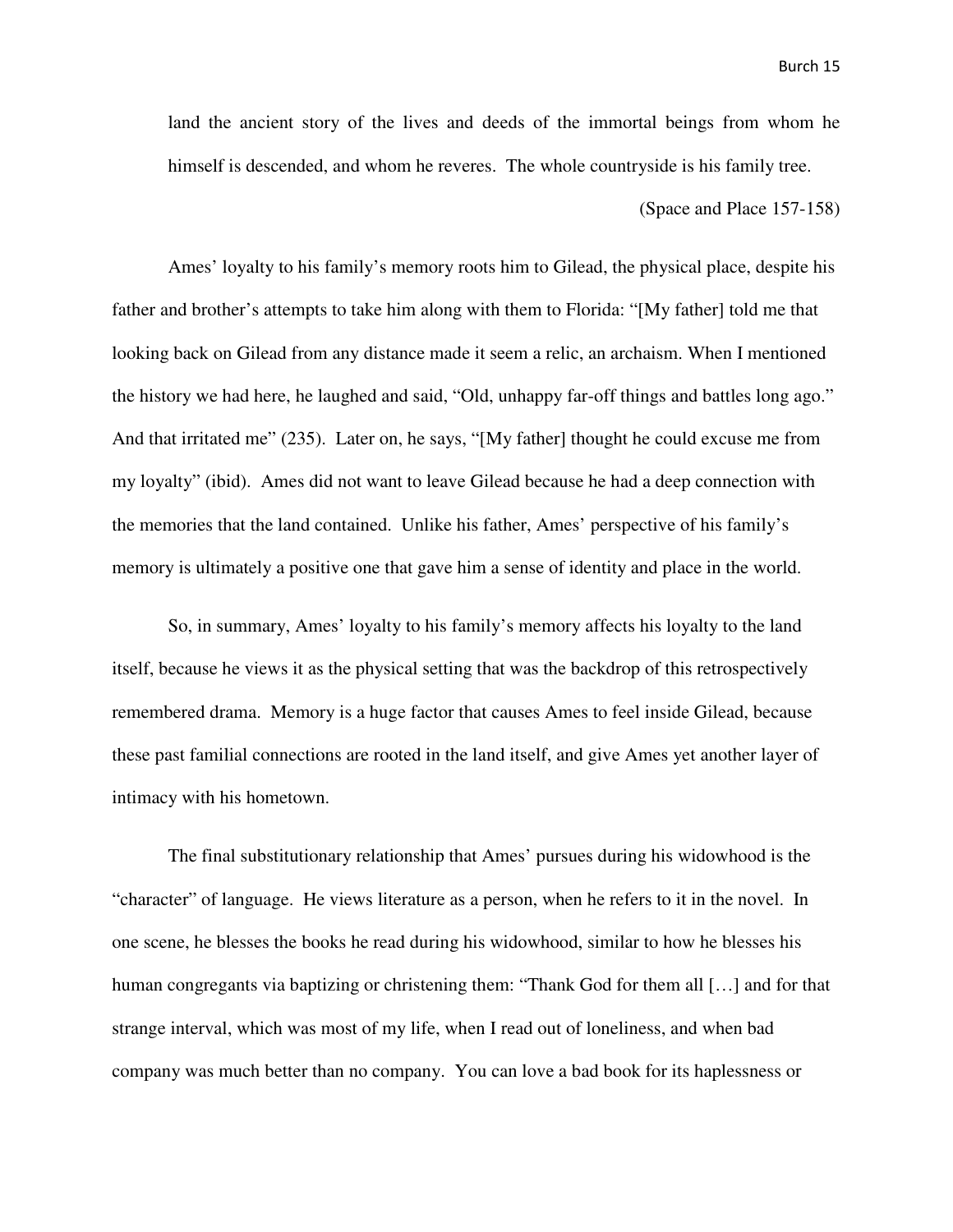> land the ancient story of the lives and deeds of the immortal beings from whom he himself is descended, and whom he reveres. The whole countryside is his family tree.
>
> (Space and Place 157-158)

Ames' loyalty to his family's memory roots him to Gilead, the physical place, despite his father and brother's attempts to take him along with them to Florida: "[My father] told me that looking back on Gilead from any distance made it seem a relic, an archaism. When I mentioned the history we had here, he laughed and said, "Old, unhappy far-off things and battles long ago." And that irritated me" (235). Later on, he says, "[My father] thought he could excuse me from my loyalty" (ibid). Ames did not want to leave Gilead because he had a deep connection with the memories that the land contained. Unlike his father, Ames' perspective of his family's memory is ultimately a positive one that gave him a sense of identity and place in the world.

So, in summary, Ames' loyalty to his family's memory affects his loyalty to the land itself, because he views it as the physical setting that was the backdrop of this retrospectively remembered drama. Memory is a huge factor that causes Ames to feel inside Gilead, because these past familial connections are rooted in the land itself, and give Ames yet another layer of intimacy with his hometown.

The final substitutionary relationship that Ames' pursues during his widowhood is the "character" of language. He views literature as a person, when he refers to it in the novel. In one scene, he blesses the books he read during his widowhood, similar to how he blesses his human congregants via baptizing or christening them: "Thank God for them all […] and for that strange interval, which was most of my life, when I read out of loneliness, and when bad company was much better than no company. You can love a bad book for its haplessness or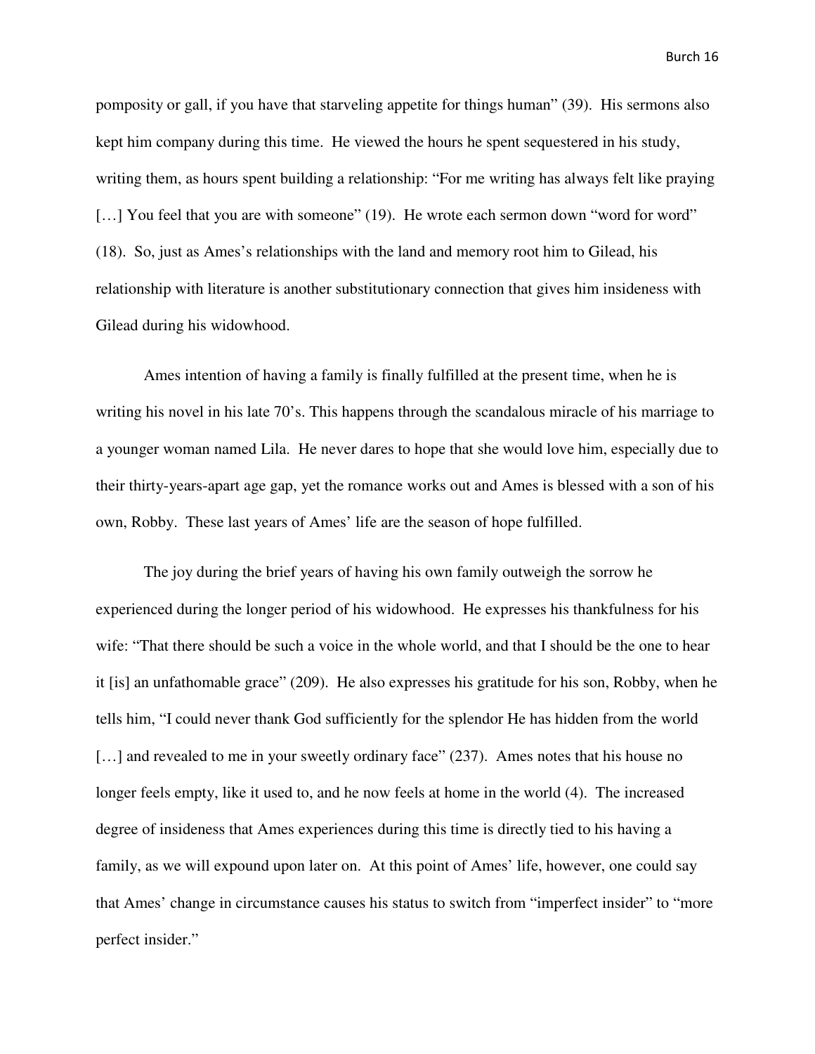pomposity or gall, if you have that starveling appetite for things human" (39). His sermons also kept him company during this time. He viewed the hours he spent sequestered in his study, writing them, as hours spent building a relationship: "For me writing has always felt like praying […] You feel that you are with someone" (19). He wrote each sermon down "word for word" (18). So, just as Ames's relationships with the land and memory root him to Gilead, his relationship with literature is another substitutionary connection that gives him insideness with Gilead during his widowhood.

Ames intention of having a family is finally fulfilled at the present time, when he is writing his novel in his late 70's. This happens through the scandalous miracle of his marriage to a younger woman named Lila. He never dares to hope that she would love him, especially due to their thirty-years-apart age gap, yet the romance works out and Ames is blessed with a son of his own, Robby. These last years of Ames' life are the season of hope fulfilled.

The joy during the brief years of having his own family outweigh the sorrow he experienced during the longer period of his widowhood. He expresses his thankfulness for his wife: "That there should be such a voice in the whole world, and that I should be the one to hear it [is] an unfathomable grace" (209). He also expresses his gratitude for his son, Robby, when he tells him, "I could never thank God sufficiently for the splendor He has hidden from the world […] and revealed to me in your sweetly ordinary face" (237). Ames notes that his house no longer feels empty, like it used to, and he now feels at home in the world (4). The increased degree of insideness that Ames experiences during this time is directly tied to his having a family, as we will expound upon later on. At this point of Ames' life, however, one could say that Ames' change in circumstance causes his status to switch from "imperfect insider" to "more perfect insider."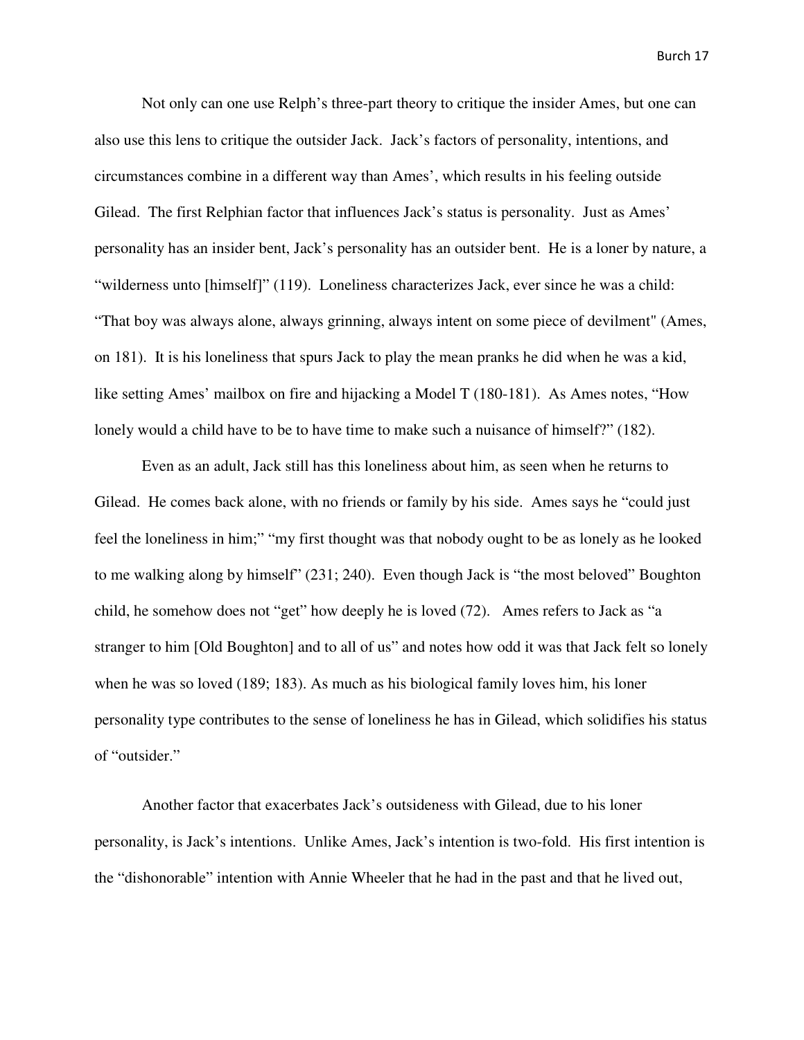Not only can one use Relph's three-part theory to critique the insider Ames, but one can also use this lens to critique the outsider Jack. Jack's factors of personality, intentions, and circumstances combine in a different way than Ames', which results in his feeling outside Gilead. The first Relphian factor that influences Jack's status is personality. Just as Ames' personality has an insider bent, Jack's personality has an outsider bent. He is a loner by nature, a "wilderness unto [himself]" (119). Loneliness characterizes Jack, ever since he was a child: "That boy was always alone, always grinning, always intent on some piece of devilment" (Ames, on 181). It is his loneliness that spurs Jack to play the mean pranks he did when he was a kid, like setting Ames' mailbox on fire and hijacking a Model T (180-181). As Ames notes, "How lonely would a child have to be to have time to make such a nuisance of himself?" (182).

Even as an adult, Jack still has this loneliness about him, as seen when he returns to Gilead. He comes back alone, with no friends or family by his side. Ames says he "could just feel the loneliness in him;" "my first thought was that nobody ought to be as lonely as he looked to me walking along by himself" (231; 240). Even though Jack is "the most beloved" Boughton child, he somehow does not "get" how deeply he is loved (72). Ames refers to Jack as "a stranger to him [Old Boughton] and to all of us" and notes how odd it was that Jack felt so lonely when he was so loved (189; 183). As much as his biological family loves him, his loner personality type contributes to the sense of loneliness he has in Gilead, which solidifies his status of "outsider."

Another factor that exacerbates Jack's outsideness with Gilead, due to his loner personality, is Jack's intentions. Unlike Ames, Jack's intention is two-fold. His first intention is the "dishonorable" intention with Annie Wheeler that he had in the past and that he lived out,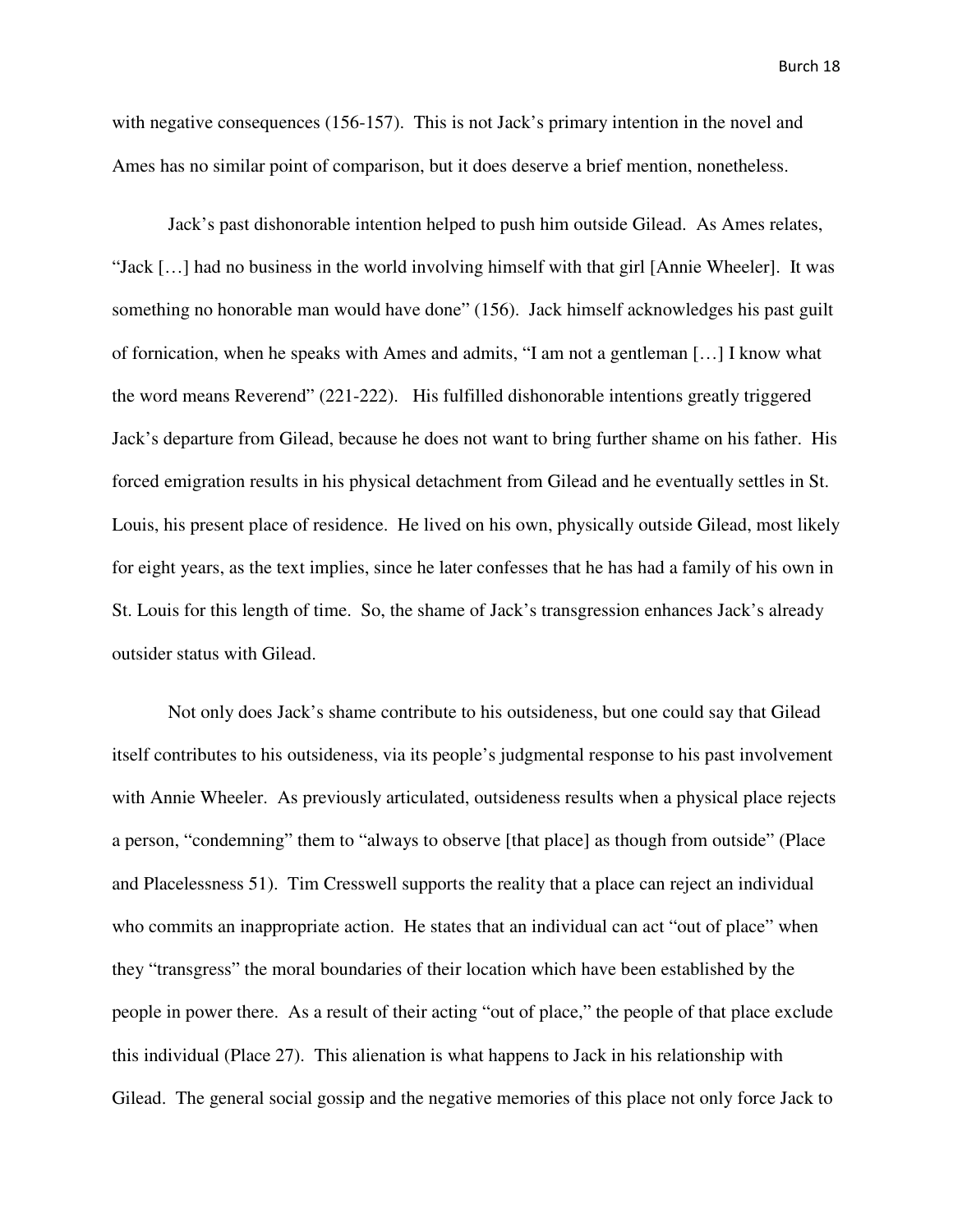with negative consequences (156-157). This is not Jack's primary intention in the novel and Ames has no similar point of comparison, but it does deserve a brief mention, nonetheless.

Jack's past dishonorable intention helped to push him outside Gilead. As Ames relates, "Jack […] had no business in the world involving himself with that girl [Annie Wheeler]. It was something no honorable man would have done" (156). Jack himself acknowledges his past guilt of fornication, when he speaks with Ames and admits, "I am not a gentleman […] I know what the word means Reverend" (221-222). His fulfilled dishonorable intentions greatly triggered Jack's departure from Gilead, because he does not want to bring further shame on his father. His forced emigration results in his physical detachment from Gilead and he eventually settles in St. Louis, his present place of residence. He lived on his own, physically outside Gilead, most likely for eight years, as the text implies, since he later confesses that he has had a family of his own in St. Louis for this length of time. So, the shame of Jack's transgression enhances Jack's already outsider status with Gilead.

Not only does Jack's shame contribute to his outsideness, but one could say that Gilead itself contributes to his outsideness, via its people's judgmental response to his past involvement with Annie Wheeler. As previously articulated, outsideness results when a physical place rejects a person, "condemning" them to "always to observe [that place] as though from outside" (Place and Placelessness 51). Tim Cresswell supports the reality that a place can reject an individual who commits an inappropriate action. He states that an individual can act "out of place" when they "transgress" the moral boundaries of their location which have been established by the people in power there. As a result of their acting "out of place," the people of that place exclude this individual (Place 27). This alienation is what happens to Jack in his relationship with Gilead. The general social gossip and the negative memories of this place not only force Jack to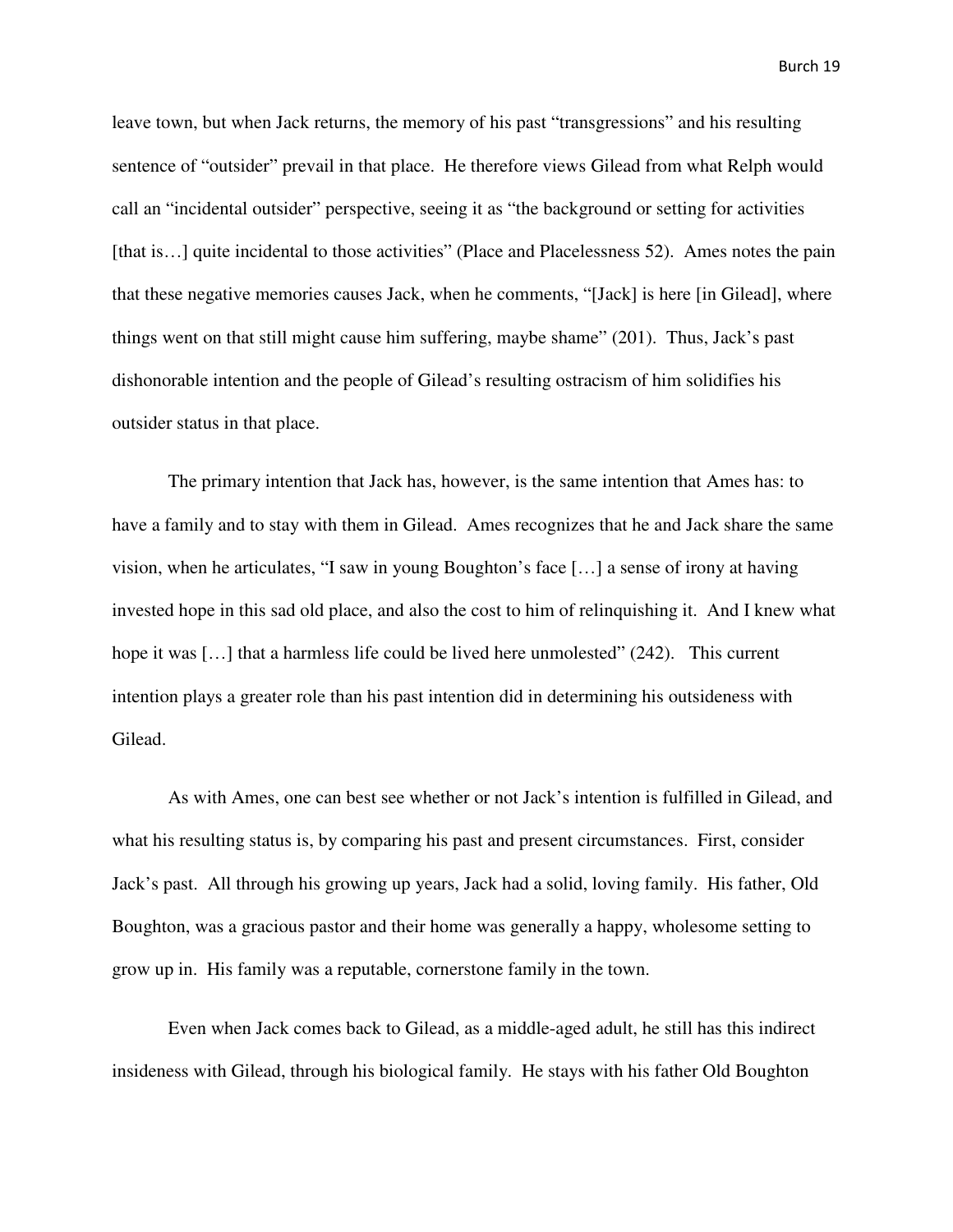leave town, but when Jack returns, the memory of his past "transgressions" and his resulting sentence of "outsider" prevail in that place. He therefore views Gilead from what Relph would call an "incidental outsider" perspective, seeing it as "the background or setting for activities [that is…] quite incidental to those activities" (Place and Placelessness 52). Ames notes the pain that these negative memories causes Jack, when he comments, "[Jack] is here [in Gilead], where things went on that still might cause him suffering, maybe shame" (201). Thus, Jack's past dishonorable intention and the people of Gilead's resulting ostracism of him solidifies his outsider status in that place.

The primary intention that Jack has, however, is the same intention that Ames has: to have a family and to stay with them in Gilead. Ames recognizes that he and Jack share the same vision, when he articulates, "I saw in young Boughton's face […] a sense of irony at having invested hope in this sad old place, and also the cost to him of relinquishing it. And I knew what hope it was […] that a harmless life could be lived here unmolested" (242). This current intention plays a greater role than his past intention did in determining his outsideness with Gilead.

As with Ames, one can best see whether or not Jack's intention is fulfilled in Gilead, and what his resulting status is, by comparing his past and present circumstances. First, consider Jack's past. All through his growing up years, Jack had a solid, loving family. His father, Old Boughton, was a gracious pastor and their home was generally a happy, wholesome setting to grow up in. His family was a reputable, cornerstone family in the town.

Even when Jack comes back to Gilead, as a middle-aged adult, he still has this indirect insideness with Gilead, through his biological family. He stays with his father Old Boughton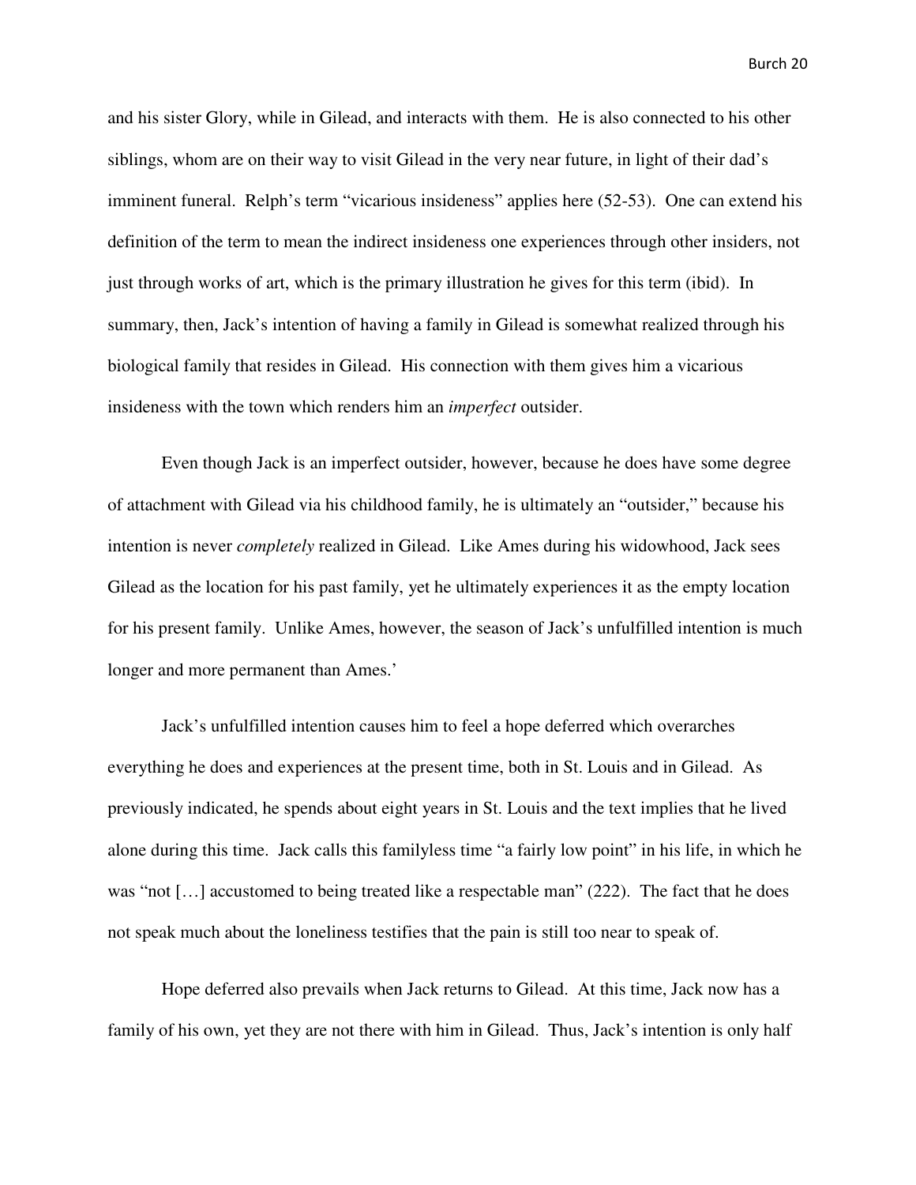and his sister Glory, while in Gilead, and interacts with them. He is also connected to his other siblings, whom are on their way to visit Gilead in the very near future, in light of their dad's imminent funeral. Relph's term "vicarious insideness" applies here (52-53). One can extend his definition of the term to mean the indirect insideness one experiences through other insiders, not just through works of art, which is the primary illustration he gives for this term (ibid). In summary, then, Jack's intention of having a family in Gilead is somewhat realized through his biological family that resides in Gilead. His connection with them gives him a vicarious insideness with the town which renders him an *imperfect* outsider.

Even though Jack is an imperfect outsider, however, because he does have some degree of attachment with Gilead via his childhood family, he is ultimately an "outsider," because his intention is never *completely* realized in Gilead. Like Ames during his widowhood, Jack sees Gilead as the location for his past family, yet he ultimately experiences it as the empty location for his present family. Unlike Ames, however, the season of Jack's unfulfilled intention is much longer and more permanent than Ames.'

Jack's unfulfilled intention causes him to feel a hope deferred which overarches everything he does and experiences at the present time, both in St. Louis and in Gilead. As previously indicated, he spends about eight years in St. Louis and the text implies that he lived alone during this time. Jack calls this familyless time "a fairly low point" in his life, in which he was "not […] accustomed to being treated like a respectable man" (222). The fact that he does not speak much about the loneliness testifies that the pain is still too near to speak of.

Hope deferred also prevails when Jack returns to Gilead. At this time, Jack now has a family of his own, yet they are not there with him in Gilead. Thus, Jack's intention is only half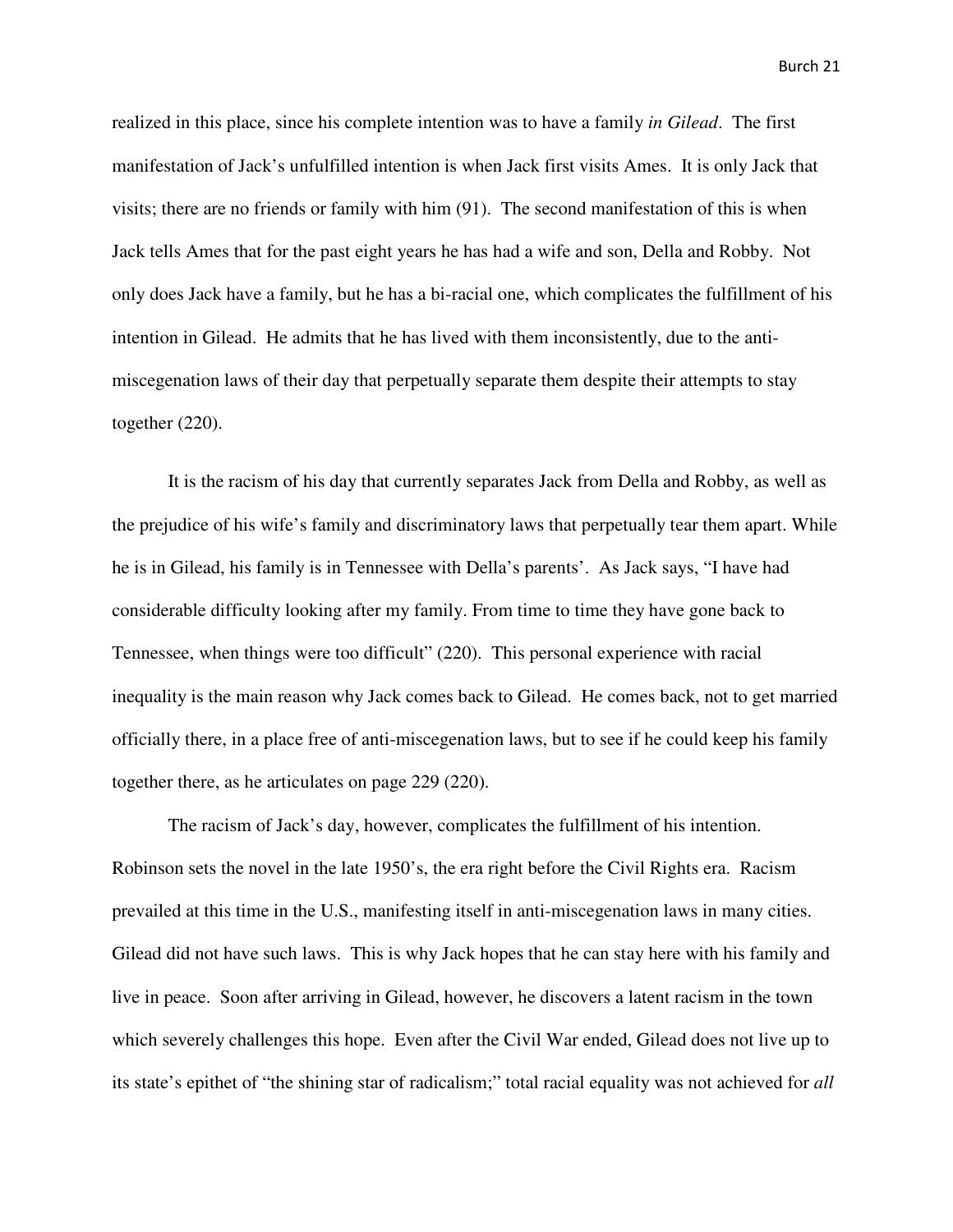realized in this place, since his complete intention was to have a family *in Gilead*. The first manifestation of Jack's unfulfilled intention is when Jack first visits Ames. It is only Jack that visits; there are no friends or family with him (91). The second manifestation of this is when Jack tells Ames that for the past eight years he has had a wife and son, Della and Robby. Not only does Jack have a family, but he has a bi-racial one, which complicates the fulfillment of his intention in Gilead. He admits that he has lived with them inconsistently, due to the anti-miscegenation laws of their day that perpetually separate them despite their attempts to stay together (220).

It is the racism of his day that currently separates Jack from Della and Robby, as well as the prejudice of his wife's family and discriminatory laws that perpetually tear them apart. While he is in Gilead, his family is in Tennessee with Della's parents'. As Jack says, "I have had considerable difficulty looking after my family. From time to time they have gone back to Tennessee, when things were too difficult" (220). This personal experience with racial inequality is the main reason why Jack comes back to Gilead. He comes back, not to get married officially there, in a place free of anti-miscegenation laws, but to see if he could keep his family together there, as he articulates on page 229 (220).

The racism of Jack's day, however, complicates the fulfillment of his intention. Robinson sets the novel in the late 1950's, the era right before the Civil Rights era. Racism prevailed at this time in the U.S., manifesting itself in anti-miscegenation laws in many cities. Gilead did not have such laws. This is why Jack hopes that he can stay here with his family and live in peace. Soon after arriving in Gilead, however, he discovers a latent racism in the town which severely challenges this hope. Even after the Civil War ended, Gilead does not live up to its state's epithet of "the shining star of radicalism;" total racial equality was not achieved for *all*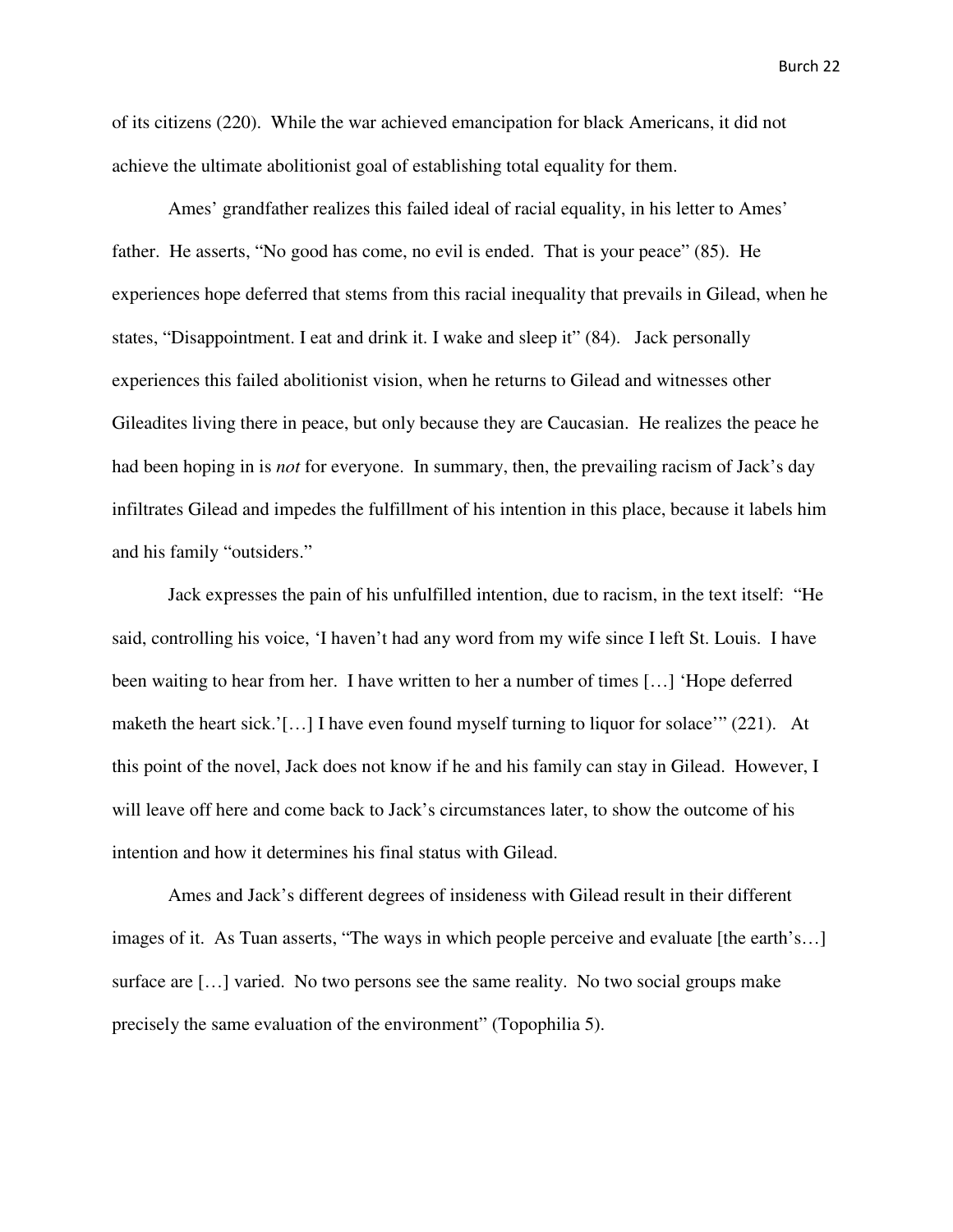of its citizens (220). While the war achieved emancipation for black Americans, it did not achieve the ultimate abolitionist goal of establishing total equality for them.

Ames' grandfather realizes this failed ideal of racial equality, in his letter to Ames' father. He asserts, "No good has come, no evil is ended. That is your peace" (85). He experiences hope deferred that stems from this racial inequality that prevails in Gilead, when he states, "Disappointment. I eat and drink it. I wake and sleep it" (84). Jack personally experiences this failed abolitionist vision, when he returns to Gilead and witnesses other Gileadites living there in peace, but only because they are Caucasian. He realizes the peace he had been hoping in is *not* for everyone. In summary, then, the prevailing racism of Jack's day infiltrates Gilead and impedes the fulfillment of his intention in this place, because it labels him and his family "outsiders."

Jack expresses the pain of his unfulfilled intention, due to racism, in the text itself: "He said, controlling his voice, 'I haven't had any word from my wife since I left St. Louis. I have been waiting to hear from her. I have written to her a number of times […] 'Hope deferred maketh the heart sick.'[…] I have even found myself turning to liquor for solace'" (221). At this point of the novel, Jack does not know if he and his family can stay in Gilead. However, I will leave off here and come back to Jack's circumstances later, to show the outcome of his intention and how it determines his final status with Gilead.

Ames and Jack's different degrees of insideness with Gilead result in their different images of it. As Tuan asserts, "The ways in which people perceive and evaluate [the earth's…] surface are […] varied. No two persons see the same reality. No two social groups make precisely the same evaluation of the environment" (Topophilia 5).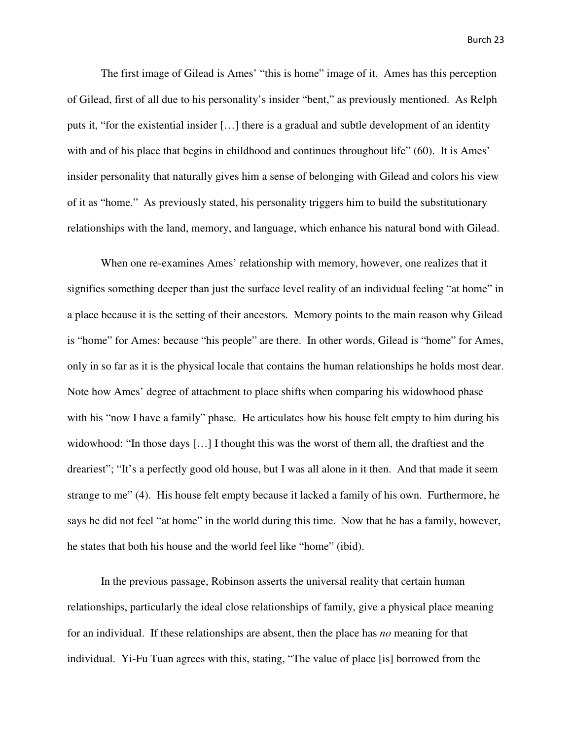The first image of Gilead is Ames' "this is home" image of it. Ames has this perception of Gilead, first of all due to his personality's insider "bent," as previously mentioned. As Relph puts it, "for the existential insider […] there is a gradual and subtle development of an identity with and of his place that begins in childhood and continues throughout life" (60). It is Ames' insider personality that naturally gives him a sense of belonging with Gilead and colors his view of it as "home." As previously stated, his personality triggers him to build the substitutionary relationships with the land, memory, and language, which enhance his natural bond with Gilead.

When one re-examines Ames' relationship with memory, however, one realizes that it signifies something deeper than just the surface level reality of an individual feeling "at home" in a place because it is the setting of their ancestors. Memory points to the main reason why Gilead is "home" for Ames: because "his people" are there. In other words, Gilead is "home" for Ames, only in so far as it is the physical locale that contains the human relationships he holds most dear. Note how Ames' degree of attachment to place shifts when comparing his widowhood phase with his "now I have a family" phase. He articulates how his house felt empty to him during his widowhood: "In those days […] I thought this was the worst of them all, the draftiest and the dreariest"; "It's a perfectly good old house, but I was all alone in it then. And that made it seem strange to me" (4). His house felt empty because it lacked a family of his own. Furthermore, he says he did not feel "at home" in the world during this time. Now that he has a family, however, he states that both his house and the world feel like "home" (ibid).

In the previous passage, Robinson asserts the universal reality that certain human relationships, particularly the ideal close relationships of family, give a physical place meaning for an individual. If these relationships are absent, then the place has *no* meaning for that individual. Yi-Fu Tuan agrees with this, stating, "The value of place [is] borrowed from the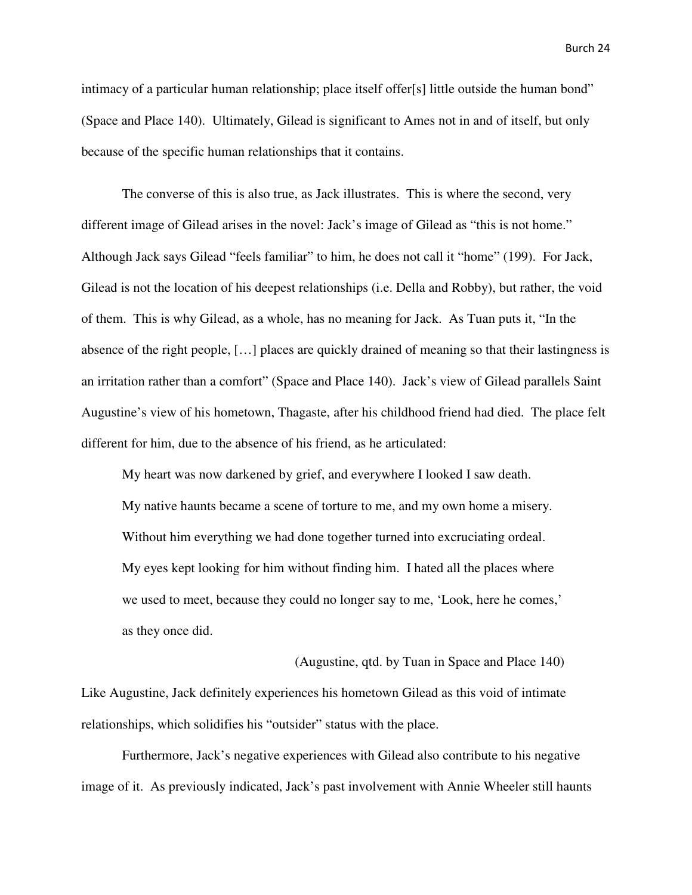intimacy of a particular human relationship; place itself offer[s] little outside the human bond" (Space and Place 140). Ultimately, Gilead is significant to Ames not in and of itself, but only because of the specific human relationships that it contains.

The converse of this is also true, as Jack illustrates. This is where the second, very different image of Gilead arises in the novel: Jack's image of Gilead as "this is not home." Although Jack says Gilead "feels familiar" to him, he does not call it "home" (199). For Jack, Gilead is not the location of his deepest relationships (i.e. Della and Robby), but rather, the void of them. This is why Gilead, as a whole, has no meaning for Jack. As Tuan puts it, "In the absence of the right people, […] places are quickly drained of meaning so that their lastingness is an irritation rather than a comfort" (Space and Place 140). Jack's view of Gilead parallels Saint Augustine's view of his hometown, Thagaste, after his childhood friend had died. The place felt different for him, due to the absence of his friend, as he articulated:

> My heart was now darkened by grief, and everywhere I looked I saw death. My native haunts became a scene of torture to me, and my own home a misery. Without him everything we had done together turned into excruciating ordeal. My eyes kept looking for him without finding him. I hated all the places where we used to meet, because they could no longer say to me, 'Look, here he comes,' as they once did.
>
> (Augustine, qtd. by Tuan in Space and Place 140)

Like Augustine, Jack definitely experiences his hometown Gilead as this void of intimate relationships, which solidifies his "outsider" status with the place.

Furthermore, Jack's negative experiences with Gilead also contribute to his negative image of it. As previously indicated, Jack's past involvement with Annie Wheeler still haunts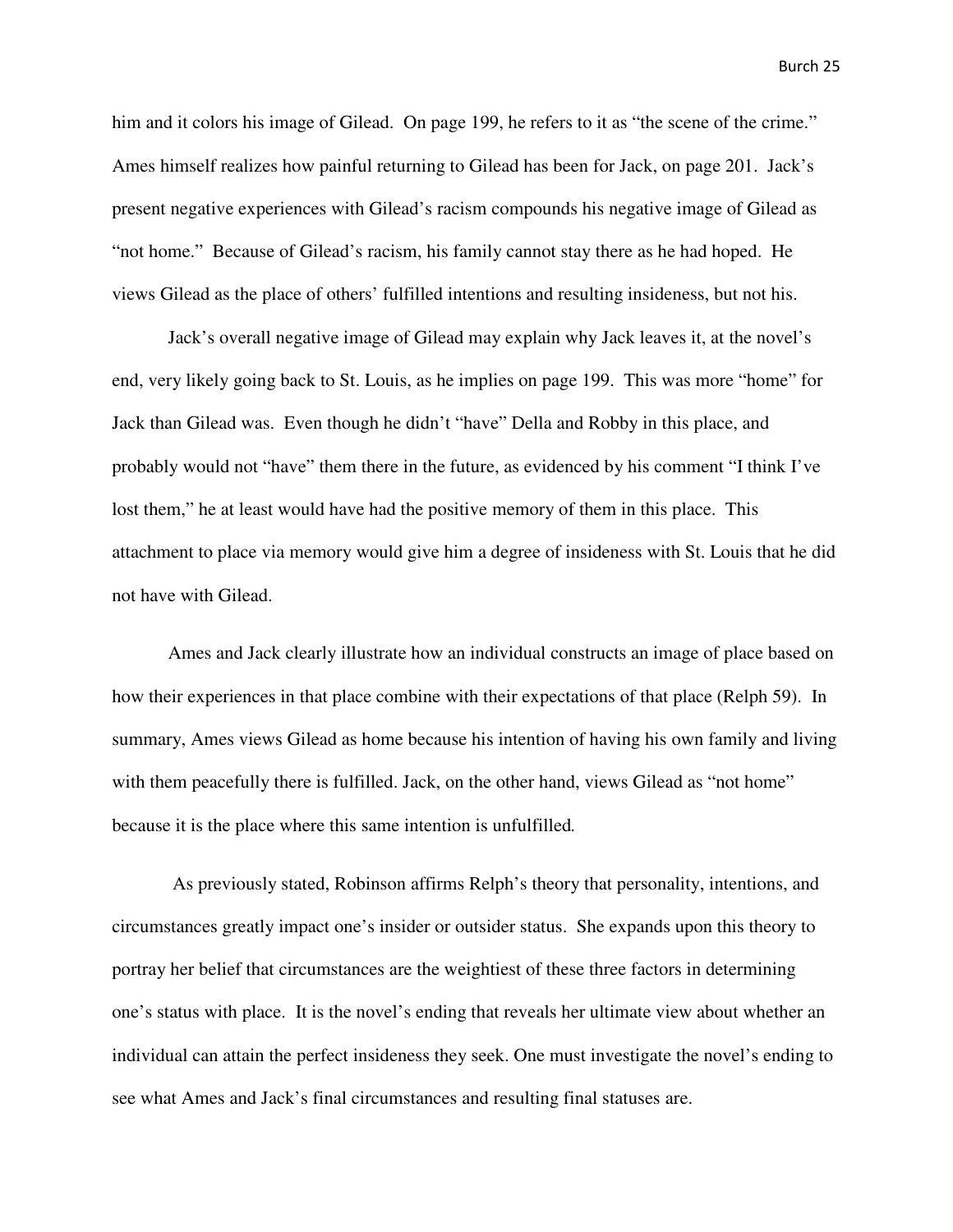him and it colors his image of Gilead. On page 199, he refers to it as "the scene of the crime." Ames himself realizes how painful returning to Gilead has been for Jack, on page 201. Jack's present negative experiences with Gilead's racism compounds his negative image of Gilead as "not home." Because of Gilead's racism, his family cannot stay there as he had hoped. He views Gilead as the place of others' fulfilled intentions and resulting insideness, but not his.

Jack's overall negative image of Gilead may explain why Jack leaves it, at the novel's end, very likely going back to St. Louis, as he implies on page 199. This was more "home" for Jack than Gilead was. Even though he didn't "have" Della and Robby in this place, and probably would not "have" them there in the future, as evidenced by his comment "I think I've lost them," he at least would have had the positive memory of them in this place. This attachment to place via memory would give him a degree of insideness with St. Louis that he did not have with Gilead.

Ames and Jack clearly illustrate how an individual constructs an image of place based on how their experiences in that place combine with their expectations of that place (Relph 59). In summary, Ames views Gilead as home because his intention of having his own family and living with them peacefully there is fulfilled. Jack, on the other hand, views Gilead as "not home" because it is the place where this same intention is unfulfilled.

As previously stated, Robinson affirms Relph's theory that personality, intentions, and circumstances greatly impact one's insider or outsider status. She expands upon this theory to portray her belief that circumstances are the weightiest of these three factors in determining one's status with place. It is the novel's ending that reveals her ultimate view about whether an individual can attain the perfect insideness they seek. One must investigate the novel's ending to see what Ames and Jack's final circumstances and resulting final statuses are.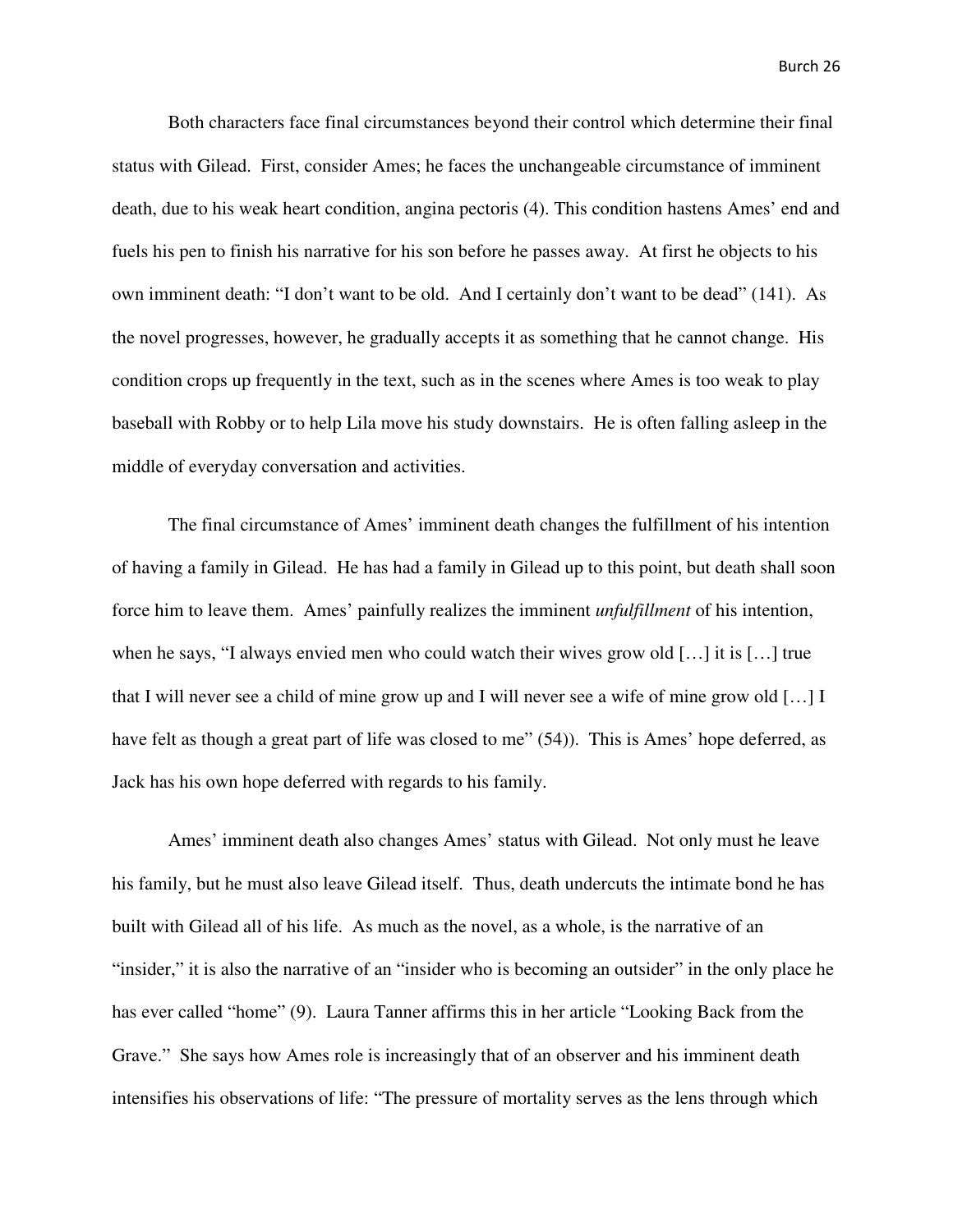Both characters face final circumstances beyond their control which determine their final status with Gilead. First, consider Ames; he faces the unchangeable circumstance of imminent death, due to his weak heart condition, angina pectoris (4). This condition hastens Ames' end and fuels his pen to finish his narrative for his son before he passes away. At first he objects to his own imminent death: "I don't want to be old. And I certainly don't want to be dead" (141). As the novel progresses, however, he gradually accepts it as something that he cannot change. His condition crops up frequently in the text, such as in the scenes where Ames is too weak to play baseball with Robby or to help Lila move his study downstairs. He is often falling asleep in the middle of everyday conversation and activities.

The final circumstance of Ames' imminent death changes the fulfillment of his intention of having a family in Gilead. He has had a family in Gilead up to this point, but death shall soon force him to leave them. Ames' painfully realizes the imminent *unfulfillment* of his intention, when he says, "I always envied men who could watch their wives grow old […] it is […] true that I will never see a child of mine grow up and I will never see a wife of mine grow old […] I have felt as though a great part of life was closed to me" (54)). This is Ames' hope deferred, as Jack has his own hope deferred with regards to his family.

Ames' imminent death also changes Ames' status with Gilead. Not only must he leave his family, but he must also leave Gilead itself. Thus, death undercuts the intimate bond he has built with Gilead all of his life. As much as the novel, as a whole, is the narrative of an "insider," it is also the narrative of an "insider who is becoming an outsider" in the only place he has ever called "home" (9). Laura Tanner affirms this in her article "Looking Back from the Grave." She says how Ames role is increasingly that of an observer and his imminent death intensifies his observations of life: "The pressure of mortality serves as the lens through which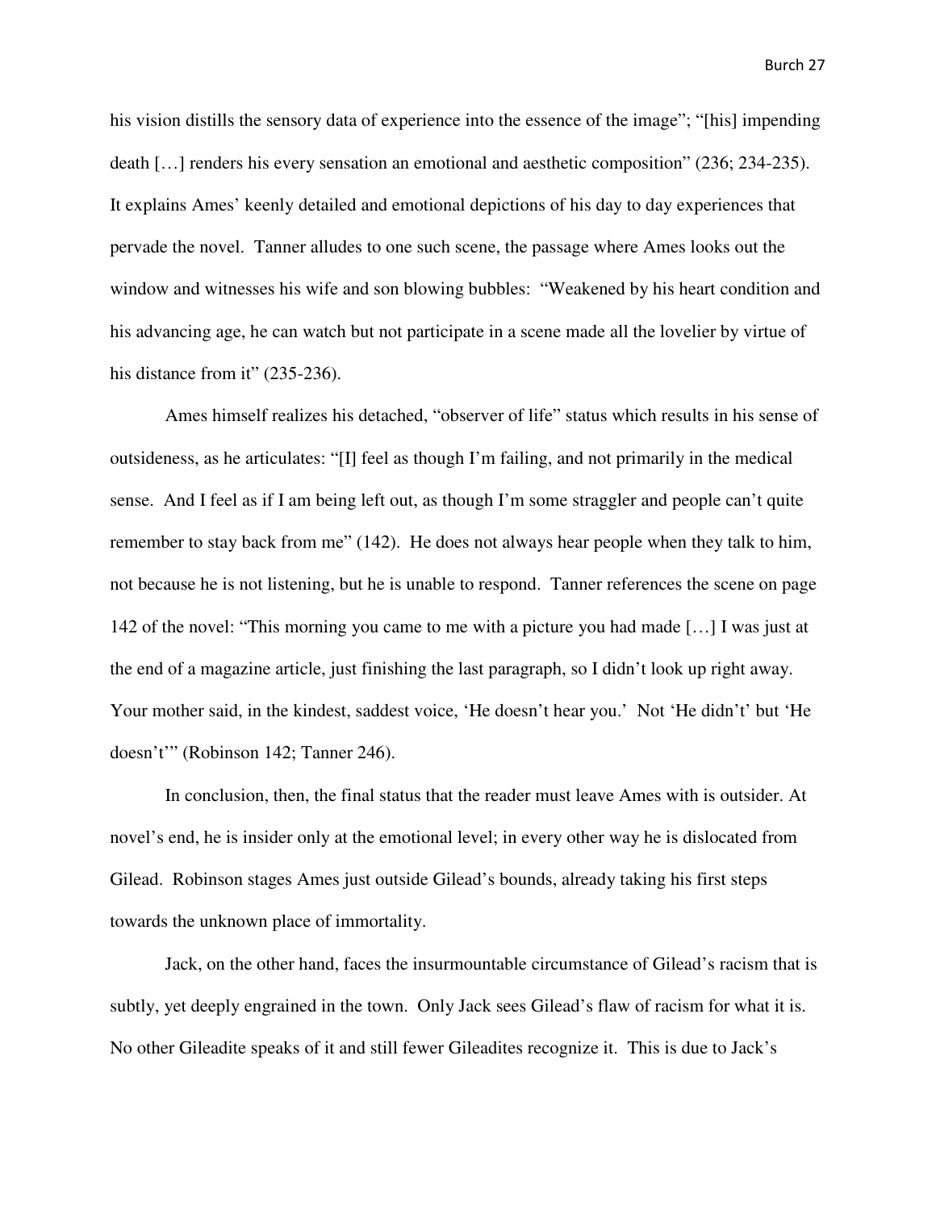his vision distills the sensory data of experience into the essence of the image"; "[his] impending death […] renders his every sensation an emotional and aesthetic composition" (236; 234-235). It explains Ames' keenly detailed and emotional depictions of his day to day experiences that pervade the novel. Tanner alludes to one such scene, the passage where Ames looks out the window and witnesses his wife and son blowing bubbles: "Weakened by his heart condition and his advancing age, he can watch but not participate in a scene made all the lovelier by virtue of his distance from it" (235-236).

Ames himself realizes his detached, "observer of life" status which results in his sense of outsideness, as he articulates: "[I] feel as though I'm failing, and not primarily in the medical sense. And I feel as if I am being left out, as though I'm some straggler and people can't quite remember to stay back from me" (142). He does not always hear people when they talk to him, not because he is not listening, but he is unable to respond. Tanner references the scene on page 142 of the novel: "This morning you came to me with a picture you had made […] I was just at the end of a magazine article, just finishing the last paragraph, so I didn't look up right away. Your mother said, in the kindest, saddest voice, 'He doesn't hear you.' Not 'He didn't' but 'He doesn't'" (Robinson 142; Tanner 246).

In conclusion, then, the final status that the reader must leave Ames with is outsider. At novel's end, he is insider only at the emotional level; in every other way he is dislocated from Gilead. Robinson stages Ames just outside Gilead's bounds, already taking his first steps towards the unknown place of immortality.

Jack, on the other hand, faces the insurmountable circumstance of Gilead's racism that is subtly, yet deeply engrained in the town. Only Jack sees Gilead's flaw of racism for what it is. No other Gileadite speaks of it and still fewer Gileadites recognize it. This is due to Jack's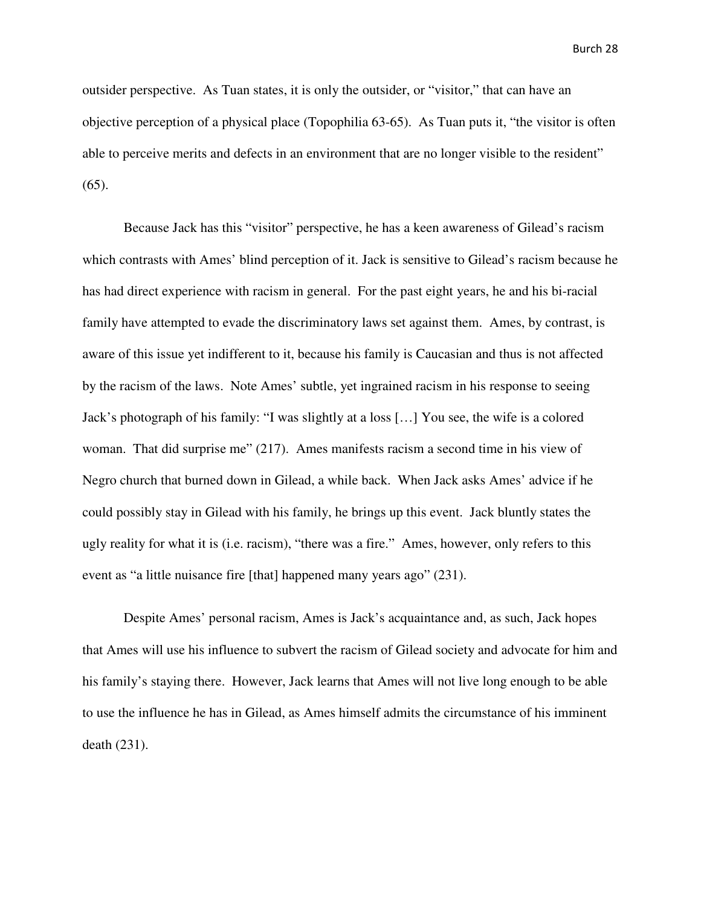outsider perspective. As Tuan states, it is only the outsider, or "visitor," that can have an objective perception of a physical place (Topophilia 63-65). As Tuan puts it, "the visitor is often able to perceive merits and defects in an environment that are no longer visible to the resident" (65).

Because Jack has this "visitor" perspective, he has a keen awareness of Gilead's racism which contrasts with Ames' blind perception of it. Jack is sensitive to Gilead's racism because he has had direct experience with racism in general. For the past eight years, he and his bi-racial family have attempted to evade the discriminatory laws set against them. Ames, by contrast, is aware of this issue yet indifferent to it, because his family is Caucasian and thus is not affected by the racism of the laws. Note Ames' subtle, yet ingrained racism in his response to seeing Jack's photograph of his family: "I was slightly at a loss […] You see, the wife is a colored woman. That did surprise me" (217). Ames manifests racism a second time in his view of Negro church that burned down in Gilead, a while back. When Jack asks Ames' advice if he could possibly stay in Gilead with his family, he brings up this event. Jack bluntly states the ugly reality for what it is (i.e. racism), "there was a fire." Ames, however, only refers to this event as "a little nuisance fire [that] happened many years ago" (231).

Despite Ames' personal racism, Ames is Jack's acquaintance and, as such, Jack hopes that Ames will use his influence to subvert the racism of Gilead society and advocate for him and his family's staying there. However, Jack learns that Ames will not live long enough to be able to use the influence he has in Gilead, as Ames himself admits the circumstance of his imminent death (231).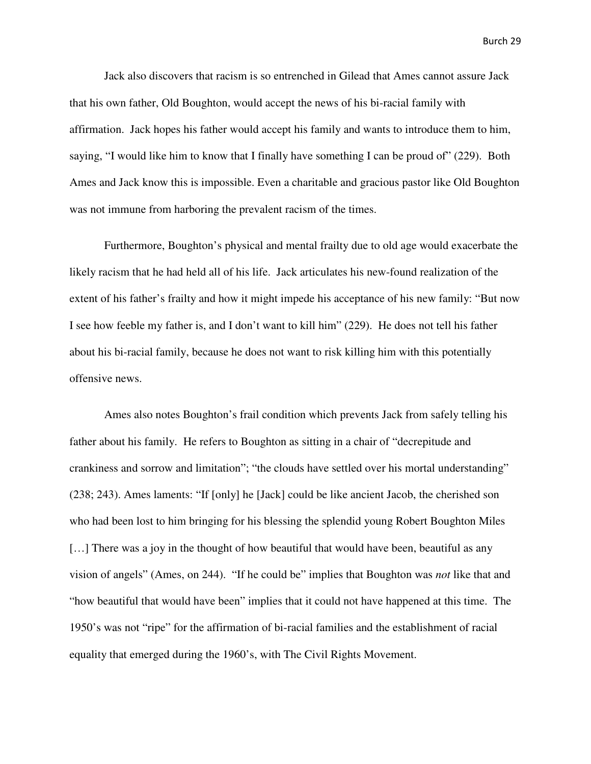Jack also discovers that racism is so entrenched in Gilead that Ames cannot assure Jack that his own father, Old Boughton, would accept the news of his bi-racial family with affirmation. Jack hopes his father would accept his family and wants to introduce them to him, saying, "I would like him to know that I finally have something I can be proud of" (229). Both Ames and Jack know this is impossible. Even a charitable and gracious pastor like Old Boughton was not immune from harboring the prevalent racism of the times.

Furthermore, Boughton's physical and mental frailty due to old age would exacerbate the likely racism that he had held all of his life. Jack articulates his new-found realization of the extent of his father's frailty and how it might impede his acceptance of his new family: "But now I see how feeble my father is, and I don't want to kill him" (229). He does not tell his father about his bi-racial family, because he does not want to risk killing him with this potentially offensive news.

Ames also notes Boughton's frail condition which prevents Jack from safely telling his father about his family. He refers to Boughton as sitting in a chair of "decrepitude and crankiness and sorrow and limitation"; "the clouds have settled over his mortal understanding" (238; 243). Ames laments: "If [only] he [Jack] could be like ancient Jacob, the cherished son who had been lost to him bringing for his blessing the splendid young Robert Boughton Miles […] There was a joy in the thought of how beautiful that would have been, beautiful as any vision of angels" (Ames, on 244). "If he could be" implies that Boughton was *not* like that and "how beautiful that would have been" implies that it could not have happened at this time. The 1950's was not "ripe" for the affirmation of bi-racial families and the establishment of racial equality that emerged during the 1960's, with The Civil Rights Movement.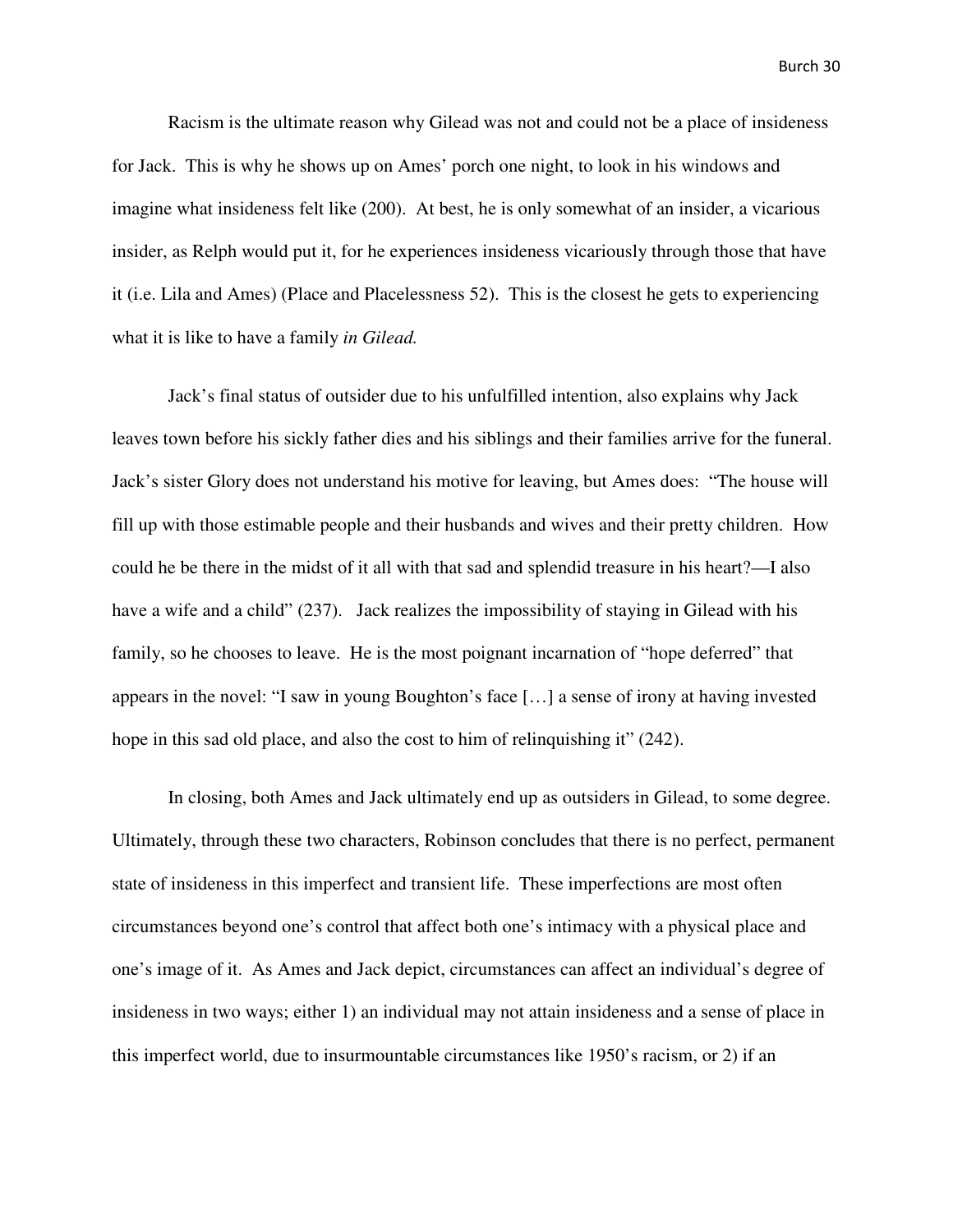Racism is the ultimate reason why Gilead was not and could not be a place of insideness for Jack. This is why he shows up on Ames' porch one night, to look in his windows and imagine what insideness felt like (200). At best, he is only somewhat of an insider, a vicarious insider, as Relph would put it, for he experiences insideness vicariously through those that have it (i.e. Lila and Ames) (Place and Placelessness 52). This is the closest he gets to experiencing what it is like to have a family *in Gilead.*

Jack's final status of outsider due to his unfulfilled intention, also explains why Jack leaves town before his sickly father dies and his siblings and their families arrive for the funeral. Jack's sister Glory does not understand his motive for leaving, but Ames does: "The house will fill up with those estimable people and their husbands and wives and their pretty children. How could he be there in the midst of it all with that sad and splendid treasure in his heart?—I also have a wife and a child" (237). Jack realizes the impossibility of staying in Gilead with his family, so he chooses to leave. He is the most poignant incarnation of "hope deferred" that appears in the novel: "I saw in young Boughton's face [...] a sense of irony at having invested hope in this sad old place, and also the cost to him of relinquishing it" (242).

In closing, both Ames and Jack ultimately end up as outsiders in Gilead, to some degree. Ultimately, through these two characters, Robinson concludes that there is no perfect, permanent state of insideness in this imperfect and transient life. These imperfections are most often circumstances beyond one's control that affect both one's intimacy with a physical place and one's image of it. As Ames and Jack depict, circumstances can affect an individual's degree of insideness in two ways; either 1) an individual may not attain insideness and a sense of place in this imperfect world, due to insurmountable circumstances like 1950's racism, or 2) if an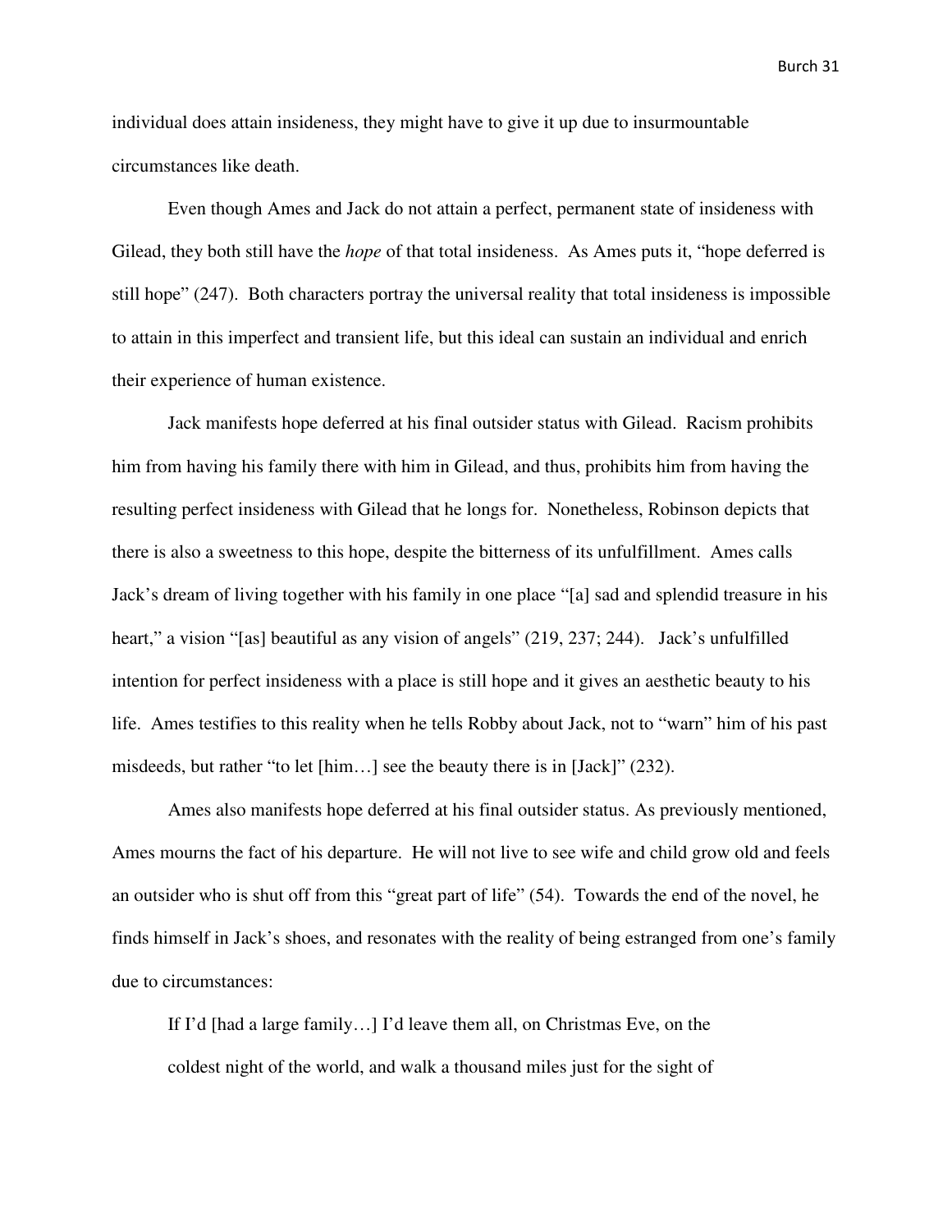individual does attain insideness, they might have to give it up due to insurmountable circumstances like death.

Even though Ames and Jack do not attain a perfect, permanent state of insideness with Gilead, they both still have the *hope* of that total insideness. As Ames puts it, "hope deferred is still hope" (247). Both characters portray the universal reality that total insideness is impossible to attain in this imperfect and transient life, but this ideal can sustain an individual and enrich their experience of human existence.

Jack manifests hope deferred at his final outsider status with Gilead. Racism prohibits him from having his family there with him in Gilead, and thus, prohibits him from having the resulting perfect insideness with Gilead that he longs for. Nonetheless, Robinson depicts that there is also a sweetness to this hope, despite the bitterness of its unfulfillment. Ames calls Jack's dream of living together with his family in one place "[a] sad and splendid treasure in his heart," a vision "[as] beautiful as any vision of angels" (219, 237; 244). Jack's unfulfilled intention for perfect insideness with a place is still hope and it gives an aesthetic beauty to his life. Ames testifies to this reality when he tells Robby about Jack, not to "warn" him of his past misdeeds, but rather "to let [him…] see the beauty there is in [Jack]" (232).

Ames also manifests hope deferred at his final outsider status. As previously mentioned, Ames mourns the fact of his departure. He will not live to see wife and child grow old and feels an outsider who is shut off from this "great part of life" (54). Towards the end of the novel, he finds himself in Jack's shoes, and resonates with the reality of being estranged from one's family due to circumstances:

> If I'd [had a large family…] I'd leave them all, on Christmas Eve, on the coldest night of the world, and walk a thousand miles just for the sight of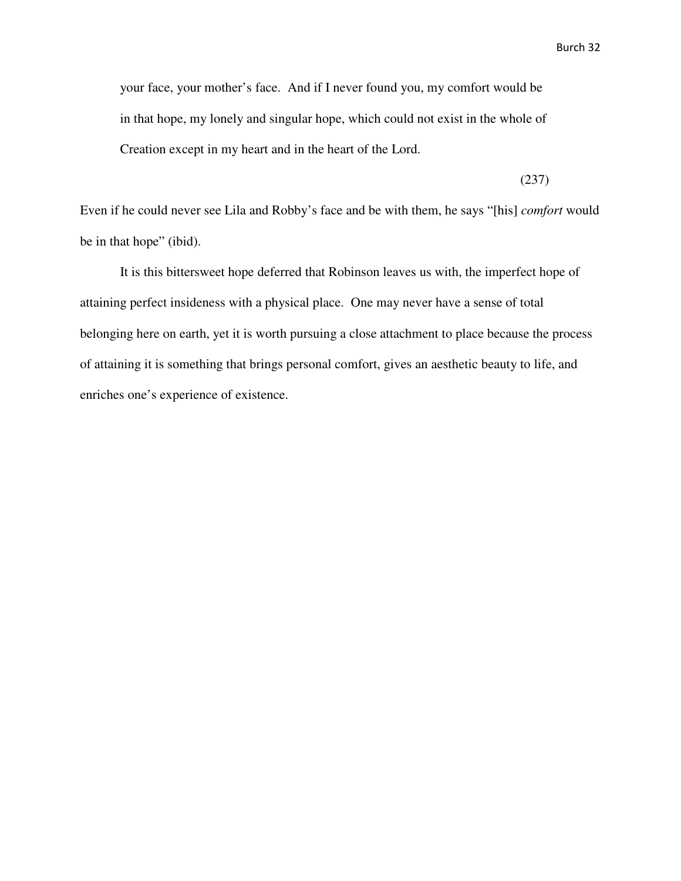> your face, your mother's face. And if I never found you, my comfort would be in that hope, my lonely and singular hope, which could not exist in the whole of Creation except in my heart and in the heart of the Lord.
>
> (237)

Even if he could never see Lila and Robby's face and be with them, he says "[his] *comfort* would be in that hope" (ibid).

It is this bittersweet hope deferred that Robinson leaves us with, the imperfect hope of attaining perfect insideness with a physical place. One may never have a sense of total belonging here on earth, yet it is worth pursuing a close attachment to place because the process of attaining it is something that brings personal comfort, gives an aesthetic beauty to life, and enriches one's experience of existence.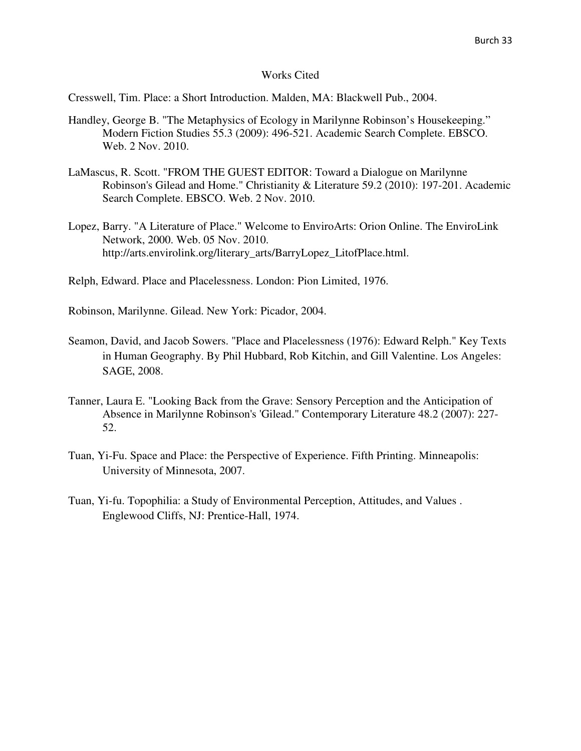# Works Cited

Cresswell, Tim. Place: a Short Introduction. Malden, MA: Blackwell Pub., 2004.

Handley, George B. "The Metaphysics of Ecology in Marilynne Robinson's Housekeeping." Modern Fiction Studies 55.3 (2009): 496-521. Academic Search Complete. EBSCO. Web. 2 Nov. 2010.

LaMascus, R. Scott. "FROM THE GUEST EDITOR: Toward a Dialogue on Marilynne Robinson's Gilead and Home." Christianity & Literature 59.2 (2010): 197-201. Academic Search Complete. EBSCO. Web. 2 Nov. 2010.

Lopez, Barry. "A Literature of Place." Welcome to EnviroArts: Orion Online. The EnviroLink Network, 2000. Web. 05 Nov. 2010. http://arts.envirolink.org/literary_arts/BarryLopez_LitofPlace.html.

Relph, Edward. Place and Placelessness. London: Pion Limited, 1976.

Robinson, Marilynne. Gilead. New York: Picador, 2004.

Seamon, David, and Jacob Sowers. "Place and Placelessness (1976): Edward Relph." Key Texts in Human Geography. By Phil Hubbard, Rob Kitchin, and Gill Valentine. Los Angeles: SAGE, 2008.

Tanner, Laura E. "Looking Back from the Grave: Sensory Perception and the Anticipation of Absence in Marilynne Robinson's 'Gilead.'" Contemporary Literature 48.2 (2007): 227-52.

Tuan, Yi-Fu. Space and Place: the Perspective of Experience. Fifth Printing. Minneapolis: University of Minnesota, 2007.

Tuan, Yi-fu. Topophilia: a Study of Environmental Perception, Attitudes, and Values . Englewood Cliffs, NJ: Prentice-Hall, 1974.